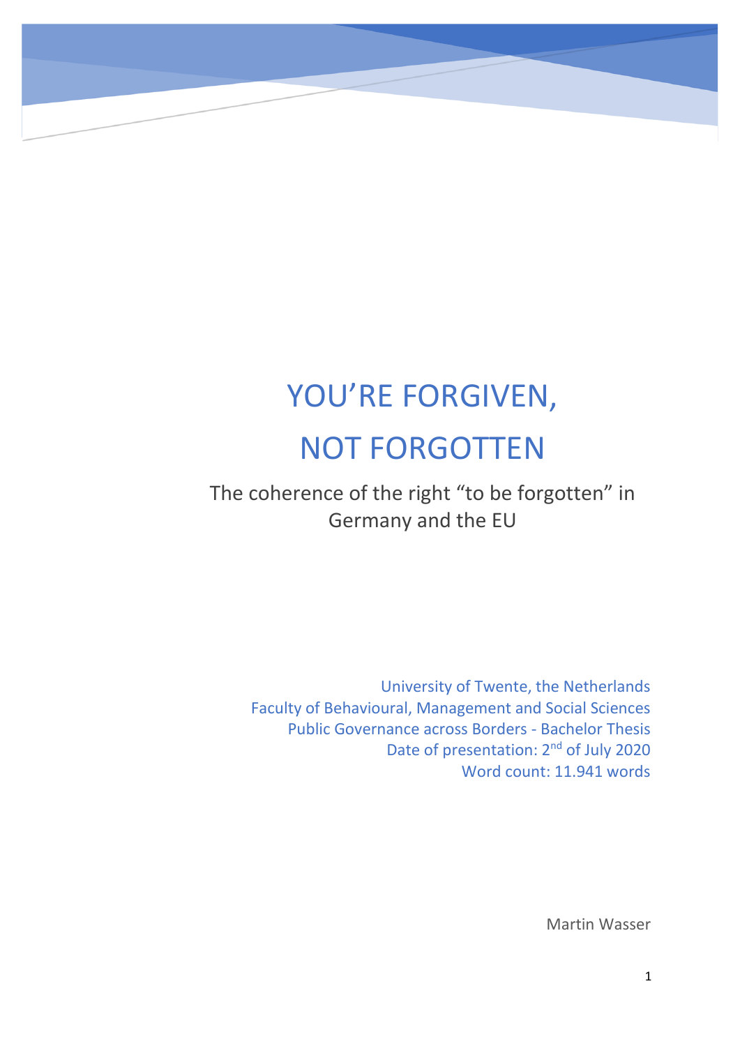# YOU'RE FORGIVEN, NOT FORGOTTEN

## The coherence of the right "to be forgotten" in Germany and the EU

University of Twente, the Netherlands
Faculty of Behavioural, Management and Social Sciences
Public Governance across Borders - Bachelor Thesis
Date of presentation: 2nd of July 2020
Word count: 11.941 words

Martin Wasser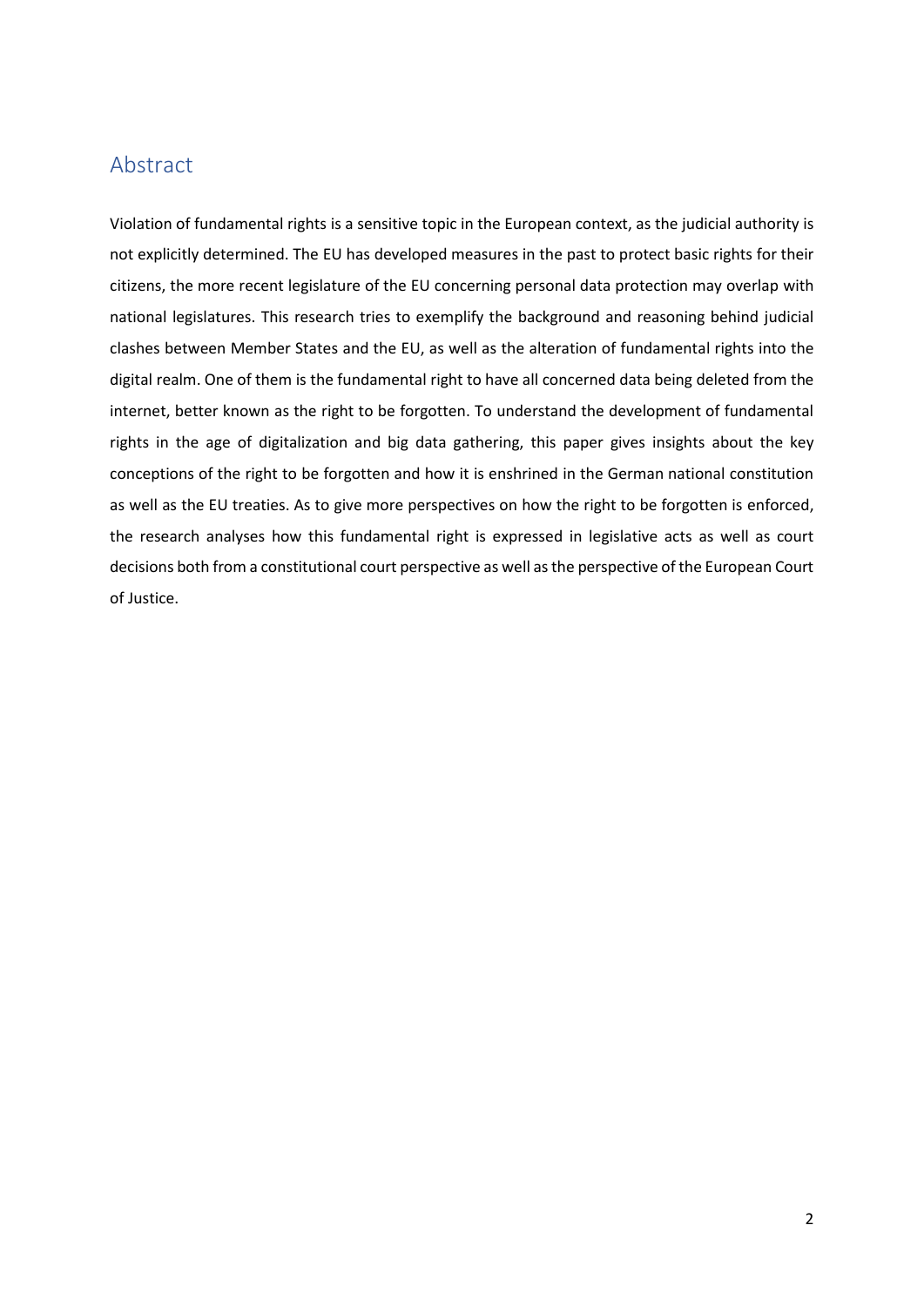## Abstract

Violation of fundamental rights is a sensitive topic in the European context, as the judicial authority is not explicitly determined. The EU has developed measures in the past to protect basic rights for their citizens, the more recent legislature of the EU concerning personal data protection may overlap with national legislatures. This research tries to exemplify the background and reasoning behind judicial clashes between Member States and the EU, as well as the alteration of fundamental rights into the digital realm. One of them is the fundamental right to have all concerned data being deleted from the internet, better known as the right to be forgotten. To understand the development of fundamental rights in the age of digitalization and big data gathering, this paper gives insights about the key conceptions of the right to be forgotten and how it is enshrined in the German national constitution as well as the EU treaties. As to give more perspectives on how the right to be forgotten is enforced, the research analyses how this fundamental right is expressed in legislative acts as well as court decisions both from a constitutional court perspective as well as the perspective of the European Court of Justice.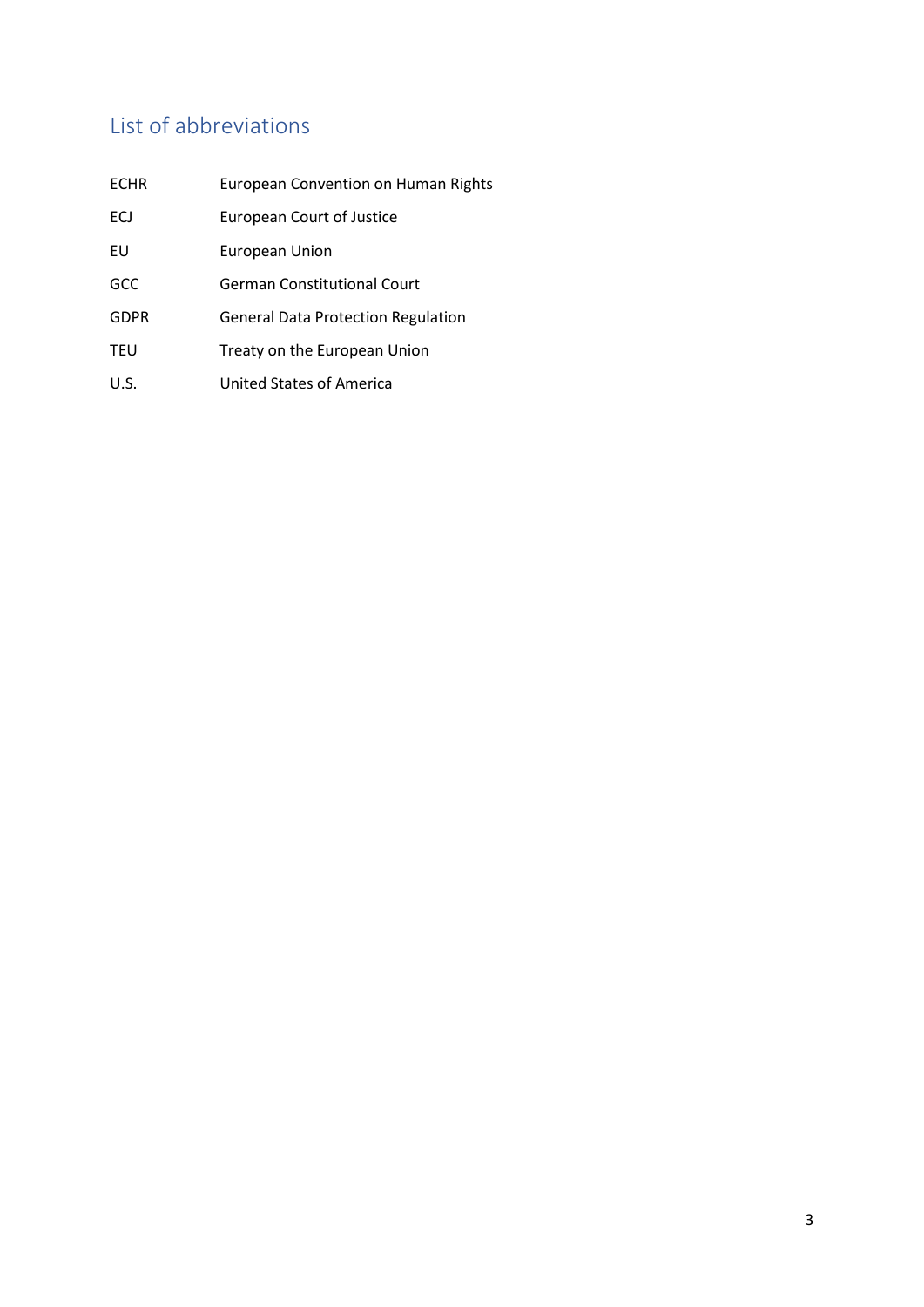## List of abbreviations

| | |
|---|---|
| ECHR | European Convention on Human Rights |
| ECJ | European Court of Justice |
| EU | European Union |
| GCC | German Constitutional Court |
| GDPR | General Data Protection Regulation |
| TEU | Treaty on the European Union |
| U.S. | United States of America |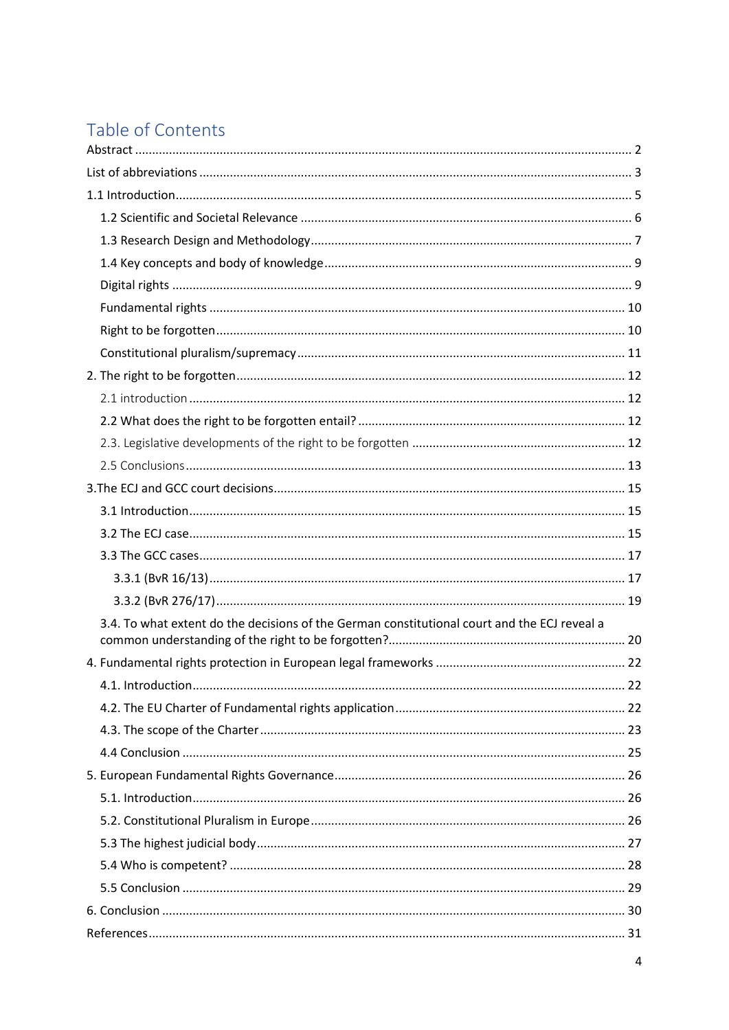## Table of Contents

Abstract ..... 2

List of abbreviations ..... 3

1.1 Introduction ..... 5

- 1.2 Scientific and Societal Relevance ..... 6
- 1.3 Research Design and Methodology ..... 7
- 1.4 Key concepts and body of knowledge ..... 9
- Digital rights ..... 9
- Fundamental rights ..... 10
- Right to be forgotten ..... 10
- Constitutional pluralism/supremacy ..... 11

2. The right to be forgotten ..... 12

- 2.1 introduction ..... 12
- 2.2 What does the right to be forgotten entail? ..... 12
- 2.3. Legislative developments of the right to be forgotten ..... 12
- 2.5 Conclusions ..... 13

3.The ECJ and GCC court decisions ..... 15

- 3.1 Introduction ..... 15
- 3.2 The ECJ case ..... 15
- 3.3 The GCC cases ..... 17
  - 3.3.1 (BvR 16/13) ..... 17
  - 3.3.2 (BvR 276/17) ..... 19
- 3.4. To what extent do the decisions of the German constitutional court and the ECJ reveal a common understanding of the right to be forgotten? ..... 20

4. Fundamental rights protection in European legal frameworks ..... 22

- 4.1. Introduction ..... 22
- 4.2. The EU Charter of Fundamental rights application ..... 22
- 4.3. The scope of the Charter ..... 23
- 4.4 Conclusion ..... 25

5. European Fundamental Rights Governance ..... 26

- 5.1. Introduction ..... 26
- 5.2. Constitutional Pluralism in Europe ..... 26
- 5.3 The highest judicial body ..... 27
- 5.4 Who is competent? ..... 28
- 5.5 Conclusion ..... 29

6. Conclusion ..... 30

References ..... 31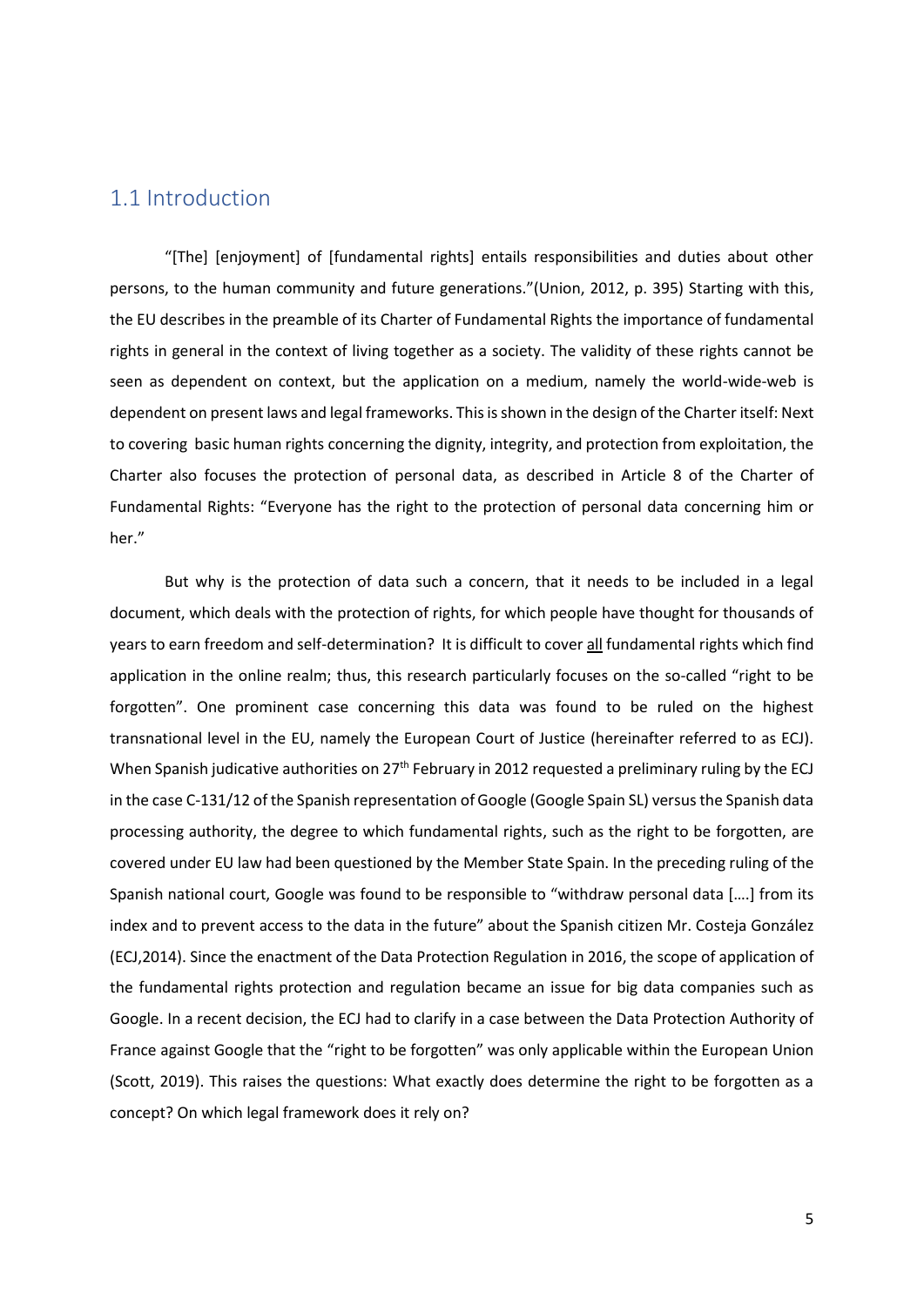## 1.1 Introduction

"[The] [enjoyment] of [fundamental rights] entails responsibilities and duties about other persons, to the human community and future generations."(Union, 2012, p. 395) Starting with this, the EU describes in the preamble of its Charter of Fundamental Rights the importance of fundamental rights in general in the context of living together as a society. The validity of these rights cannot be seen as dependent on context, but the application on a medium, namely the world-wide-web is dependent on present laws and legal frameworks. This is shown in the design of the Charter itself: Next to covering basic human rights concerning the dignity, integrity, and protection from exploitation, the Charter also focuses the protection of personal data, as described in Article 8 of the Charter of Fundamental Rights: "Everyone has the right to the protection of personal data concerning him or her."

But why is the protection of data such a concern, that it needs to be included in a legal document, which deals with the protection of rights, for which people have thought for thousands of years to earn freedom and self-determination? It is difficult to cover <u>all</u> fundamental rights which find application in the online realm; thus, this research particularly focuses on the so-called "right to be forgotten". One prominent case concerning this data was found to be ruled on the highest transnational level in the EU, namely the European Court of Justice (hereinafter referred to as ECJ). When Spanish judicative authorities on 27th February in 2012 requested a preliminary ruling by the ECJ in the case C-131/12 of the Spanish representation of Google (Google Spain SL) versus the Spanish data processing authority, the degree to which fundamental rights, such as the right to be forgotten, are covered under EU law had been questioned by the Member State Spain. In the preceding ruling of the Spanish national court, Google was found to be responsible to "withdraw personal data [….] from its index and to prevent access to the data in the future" about the Spanish citizen Mr. Costeja González (ECJ,2014). Since the enactment of the Data Protection Regulation in 2016, the scope of application of the fundamental rights protection and regulation became an issue for big data companies such as Google. In a recent decision, the ECJ had to clarify in a case between the Data Protection Authority of France against Google that the "right to be forgotten" was only applicable within the European Union (Scott, 2019). This raises the questions: What exactly does determine the right to be forgotten as a concept? On which legal framework does it rely on?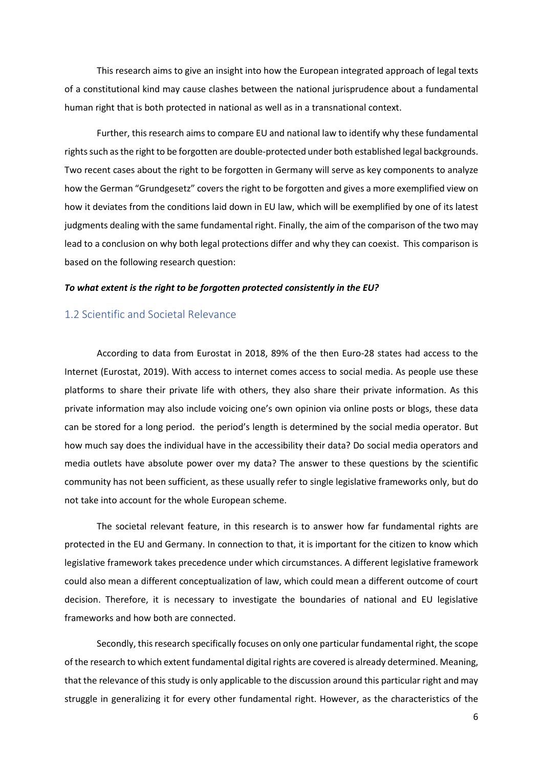This research aims to give an insight into how the European integrated approach of legal texts of a constitutional kind may cause clashes between the national jurisprudence about a fundamental human right that is both protected in national as well as in a transnational context.

Further, this research aims to compare EU and national law to identify why these fundamental rights such as the right to be forgotten are double-protected under both established legal backgrounds. Two recent cases about the right to be forgotten in Germany will serve as key components to analyze how the German "Grundgesetz" covers the right to be forgotten and gives a more exemplified view on how it deviates from the conditions laid down in EU law, which will be exemplified by one of its latest judgments dealing with the same fundamental right. Finally, the aim of the comparison of the two may lead to a conclusion on why both legal protections differ and why they can coexist. This comparison is based on the following research question:

***To what extent is the right to be forgotten protected consistently in the EU?***

## 1.2 Scientific and Societal Relevance

According to data from Eurostat in 2018, 89% of the then Euro-28 states had access to the Internet (Eurostat, 2019). With access to internet comes access to social media. As people use these platforms to share their private life with others, they also share their private information. As this private information may also include voicing one's own opinion via online posts or blogs, these data can be stored for a long period. the period's length is determined by the social media operator. But how much say does the individual have in the accessibility their data? Do social media operators and media outlets have absolute power over my data? The answer to these questions by the scientific community has not been sufficient, as these usually refer to single legislative frameworks only, but do not take into account for the whole European scheme.

The societal relevant feature, in this research is to answer how far fundamental rights are protected in the EU and Germany. In connection to that, it is important for the citizen to know which legislative framework takes precedence under which circumstances. A different legislative framework could also mean a different conceptualization of law, which could mean a different outcome of court decision. Therefore, it is necessary to investigate the boundaries of national and EU legislative frameworks and how both are connected.

Secondly, this research specifically focuses on only one particular fundamental right, the scope of the research to which extent fundamental digital rights are covered is already determined. Meaning, that the relevance of this study is only applicable to the discussion around this particular right and may struggle in generalizing it for every other fundamental right. However, as the characteristics of the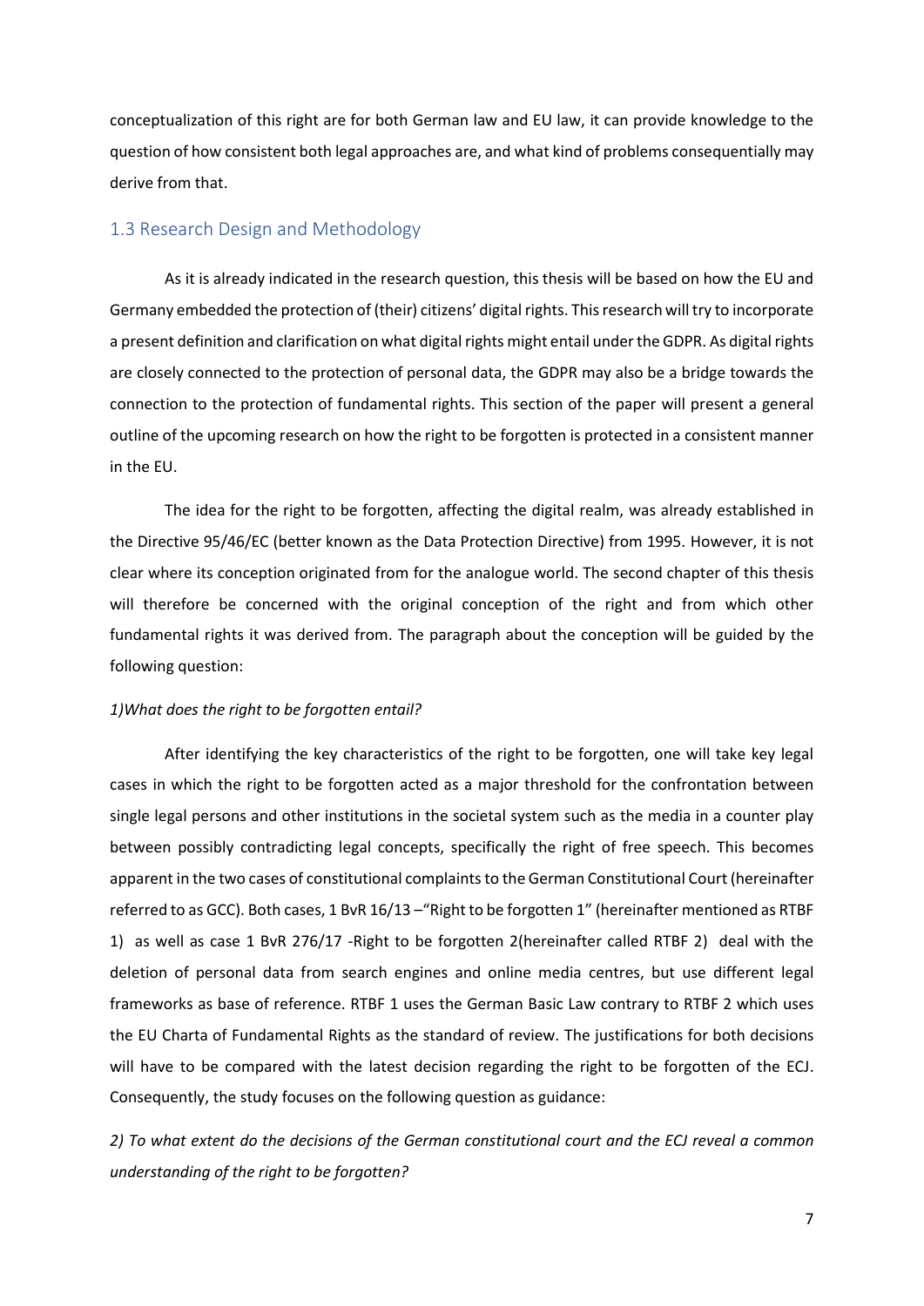conceptualization of this right are for both German law and EU law, it can provide knowledge to the question of how consistent both legal approaches are, and what kind of problems consequentially may derive from that.

## 1.3 Research Design and Methodology

As it is already indicated in the research question, this thesis will be based on how the EU and Germany embedded the protection of (their) citizens' digital rights. This research will try to incorporate a present definition and clarification on what digital rights might entail under the GDPR. As digital rights are closely connected to the protection of personal data, the GDPR may also be a bridge towards the connection to the protection of fundamental rights. This section of the paper will present a general outline of the upcoming research on how the right to be forgotten is protected in a consistent manner in the EU.

The idea for the right to be forgotten, affecting the digital realm, was already established in the Directive 95/46/EC (better known as the Data Protection Directive) from 1995. However, it is not clear where its conception originated from for the analogue world. The second chapter of this thesis will therefore be concerned with the original conception of the right and from which other fundamental rights it was derived from. The paragraph about the conception will be guided by the following question:

*1)What does the right to be forgotten entail?*

After identifying the key characteristics of the right to be forgotten, one will take key legal cases in which the right to be forgotten acted as a major threshold for the confrontation between single legal persons and other institutions in the societal system such as the media in a counter play between possibly contradicting legal concepts, specifically the right of free speech. This becomes apparent in the two cases of constitutional complaints to the German Constitutional Court (hereinafter referred to as GCC). Both cases, 1 BvR 16/13 –"Right to be forgotten 1" (hereinafter mentioned as RTBF 1) as well as case 1 BvR 276/17 -Right to be forgotten 2(hereinafter called RTBF 2) deal with the deletion of personal data from search engines and online media centres, but use different legal frameworks as base of reference. RTBF 1 uses the German Basic Law contrary to RTBF 2 which uses the EU Charta of Fundamental Rights as the standard of review. The justifications for both decisions will have to be compared with the latest decision regarding the right to be forgotten of the ECJ. Consequently, the study focuses on the following question as guidance:

*2) To what extent do the decisions of the German constitutional court and the ECJ reveal a common understanding of the right to be forgotten?*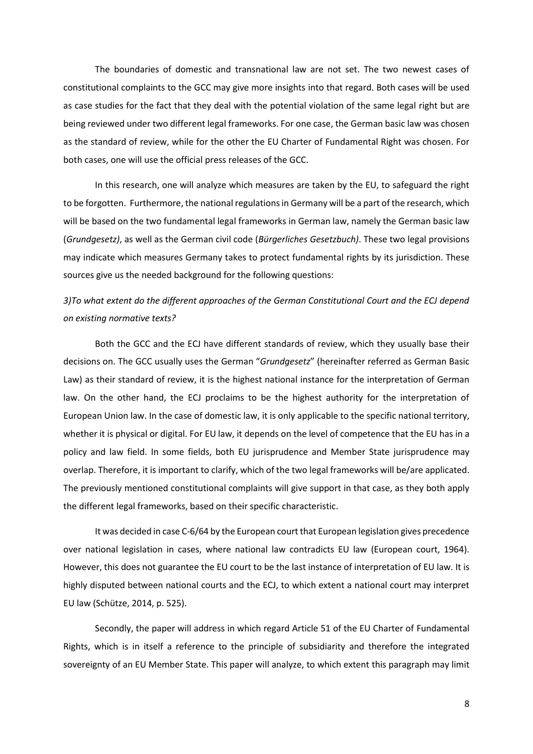The boundaries of domestic and transnational law are not set. The two newest cases of constitutional complaints to the GCC may give more insights into that regard. Both cases will be used as case studies for the fact that they deal with the potential violation of the same legal right but are being reviewed under two different legal frameworks. For one case, the German basic law was chosen as the standard of review, while for the other the EU Charter of Fundamental Right was chosen. For both cases, one will use the official press releases of the GCC.

In this research, one will analyze which measures are taken by the EU, to safeguard the right to be forgotten. Furthermore, the national regulations in Germany will be a part of the research, which will be based on the two fundamental legal frameworks in German law, namely the German basic law (*Grundgesetz)*, as well as the German civil code (*Bürgerliches Gesetzbuch)*. These two legal provisions may indicate which measures Germany takes to protect fundamental rights by its jurisdiction. These sources give us the needed background for the following questions:

*3)To what extent do the different approaches of the German Constitutional Court and the ECJ depend on existing normative texts?*

Both the GCC and the ECJ have different standards of review, which they usually base their decisions on. The GCC usually uses the German "*Grundgesetz*" (hereinafter referred as German Basic Law) as their standard of review, it is the highest national instance for the interpretation of German law. On the other hand, the ECJ proclaims to be the highest authority for the interpretation of European Union law. In the case of domestic law, it is only applicable to the specific national territory, whether it is physical or digital. For EU law, it depends on the level of competence that the EU has in a policy and law field. In some fields, both EU jurisprudence and Member State jurisprudence may overlap. Therefore, it is important to clarify, which of the two legal frameworks will be/are applicated. The previously mentioned constitutional complaints will give support in that case, as they both apply the different legal frameworks, based on their specific characteristic.

It was decided in case C-6/64 by the European court that European legislation gives precedence over national legislation in cases, where national law contradicts EU law (European court, 1964). However, this does not guarantee the EU court to be the last instance of interpretation of EU law. It is highly disputed between national courts and the ECJ, to which extent a national court may interpret EU law (Schütze, 2014, p. 525).

Secondly, the paper will address in which regard Article 51 of the EU Charter of Fundamental Rights, which is in itself a reference to the principle of subsidiarity and therefore the integrated sovereignty of an EU Member State. This paper will analyze, to which extent this paragraph may limit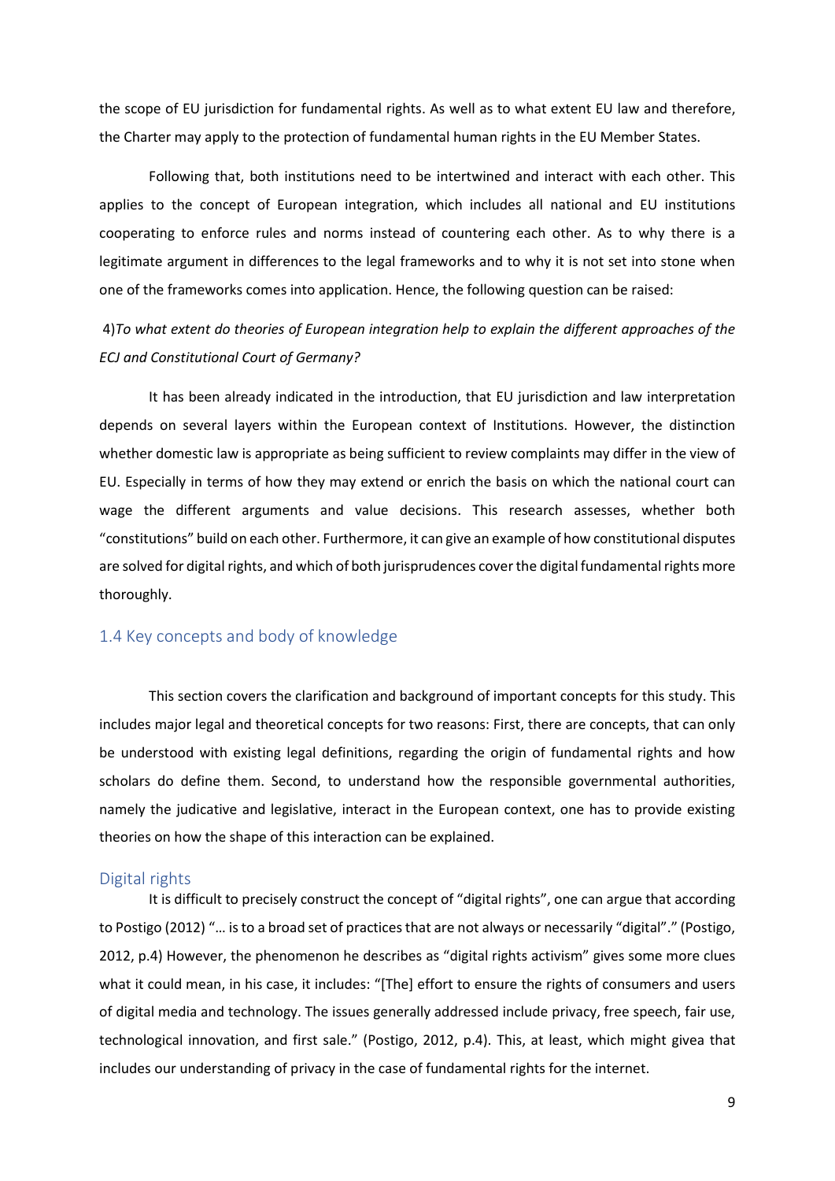the scope of EU jurisdiction for fundamental rights. As well as to what extent EU law and therefore, the Charter may apply to the protection of fundamental human rights in the EU Member States.

Following that, both institutions need to be intertwined and interact with each other. This applies to the concept of European integration, which includes all national and EU institutions cooperating to enforce rules and norms instead of countering each other. As to why there is a legitimate argument in differences to the legal frameworks and to why it is not set into stone when one of the frameworks comes into application. Hence, the following question can be raised:

4)*To what extent do theories of European integration help to explain the different approaches of the ECJ and Constitutional Court of Germany?*

It has been already indicated in the introduction, that EU jurisdiction and law interpretation depends on several layers within the European context of Institutions. However, the distinction whether domestic law is appropriate as being sufficient to review complaints may differ in the view of EU. Especially in terms of how they may extend or enrich the basis on which the national court can wage the different arguments and value decisions. This research assesses, whether both "constitutions" build on each other. Furthermore, it can give an example of how constitutional disputes are solved for digital rights, and which of both jurisprudences cover the digital fundamental rights more thoroughly.

## 1.4 Key concepts and body of knowledge

This section covers the clarification and background of important concepts for this study. This includes major legal and theoretical concepts for two reasons: First, there are concepts, that can only be understood with existing legal definitions, regarding the origin of fundamental rights and how scholars do define them. Second, to understand how the responsible governmental authorities, namely the judicative and legislative, interact in the European context, one has to provide existing theories on how the shape of this interaction can be explained.

### Digital rights

It is difficult to precisely construct the concept of "digital rights", one can argue that according to Postigo (2012) "… is to a broad set of practices that are not always or necessarily "digital"." (Postigo, 2012, p.4) However, the phenomenon he describes as "digital rights activism" gives some more clues what it could mean, in his case, it includes: "[The] effort to ensure the rights of consumers and users of digital media and technology. The issues generally addressed include privacy, free speech, fair use, technological innovation, and first sale." (Postigo, 2012, p.4). This, at least, which might givea that includes our understanding of privacy in the case of fundamental rights for the internet.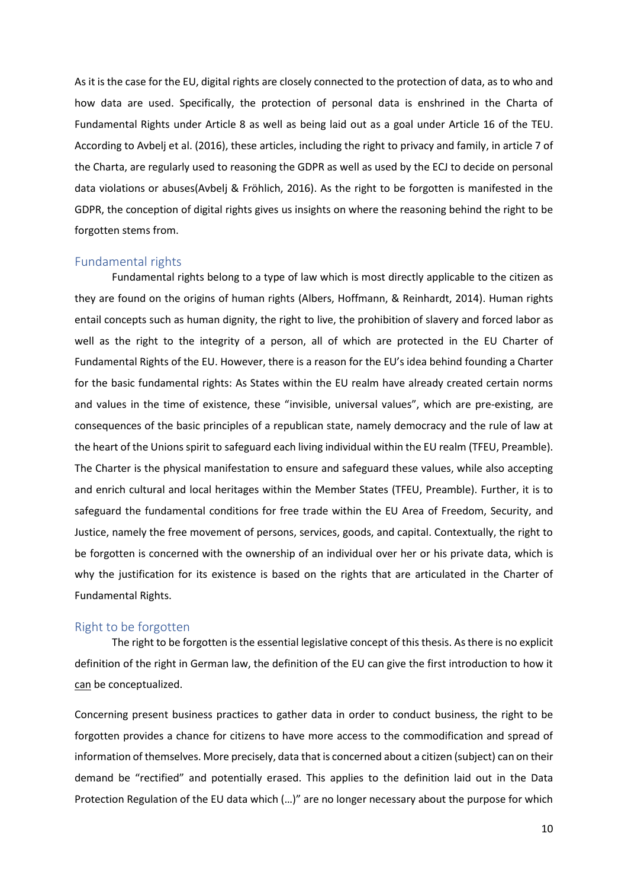As it is the case for the EU, digital rights are closely connected to the protection of data, as to who and how data are used. Specifically, the protection of personal data is enshrined in the Charta of Fundamental Rights under Article 8 as well as being laid out as a goal under Article 16 of the TEU. According to Avbelj et al. (2016), these articles, including the right to privacy and family, in article 7 of the Charta, are regularly used to reasoning the GDPR as well as used by the ECJ to decide on personal data violations or abuses(Avbelj & Fröhlich, 2016). As the right to be forgotten is manifested in the GDPR, the conception of digital rights gives us insights on where the reasoning behind the right to be forgotten stems from.

## Fundamental rights

Fundamental rights belong to a type of law which is most directly applicable to the citizen as they are found on the origins of human rights (Albers, Hoffmann, & Reinhardt, 2014). Human rights entail concepts such as human dignity, the right to live, the prohibition of slavery and forced labor as well as the right to the integrity of a person, all of which are protected in the EU Charter of Fundamental Rights of the EU. However, there is a reason for the EU's idea behind founding a Charter for the basic fundamental rights: As States within the EU realm have already created certain norms and values in the time of existence, these "invisible, universal values", which are pre-existing, are consequences of the basic principles of a republican state, namely democracy and the rule of law at the heart of the Unions spirit to safeguard each living individual within the EU realm (TFEU, Preamble). The Charter is the physical manifestation to ensure and safeguard these values, while also accepting and enrich cultural and local heritages within the Member States (TFEU, Preamble). Further, it is to safeguard the fundamental conditions for free trade within the EU Area of Freedom, Security, and Justice, namely the free movement of persons, services, goods, and capital. Contextually, the right to be forgotten is concerned with the ownership of an individual over her or his private data, which is why the justification for its existence is based on the rights that are articulated in the Charter of Fundamental Rights.

## Right to be forgotten

The right to be forgotten is the essential legislative concept of this thesis. As there is no explicit definition of the right in German law, the definition of the EU can give the first introduction to how it can be conceptualized.

Concerning present business practices to gather data in order to conduct business, the right to be forgotten provides a chance for citizens to have more access to the commodification and spread of information of themselves. More precisely, data that is concerned about a citizen (subject) can on their demand be "rectified" and potentially erased. This applies to the definition laid out in the Data Protection Regulation of the EU data which (…)" are no longer necessary about the purpose for which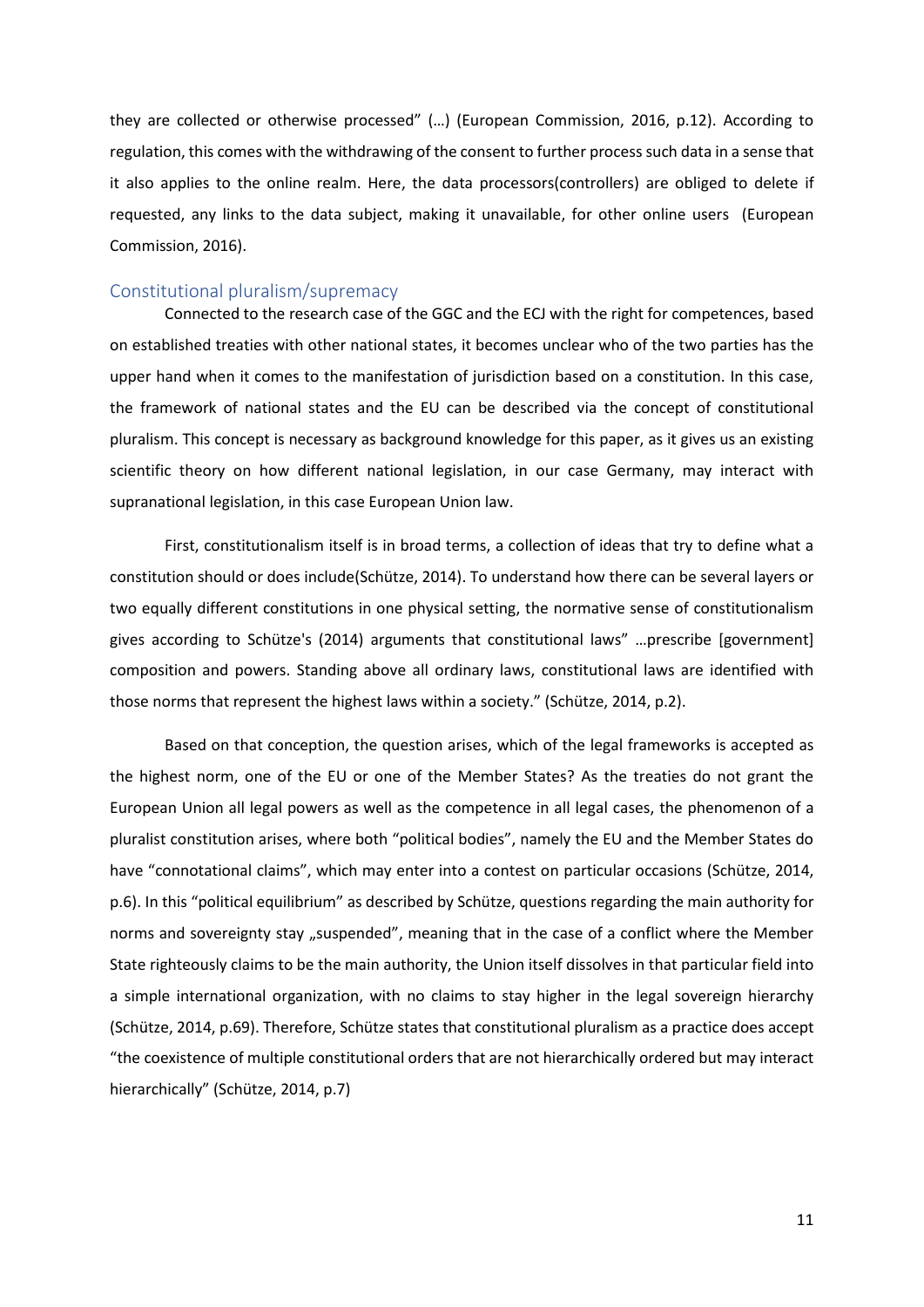they are collected or otherwise processed" (…) (European Commission, 2016, p.12). According to regulation, this comes with the withdrawing of the consent to further process such data in a sense that it also applies to the online realm. Here, the data processors(controllers) are obliged to delete if requested, any links to the data subject, making it unavailable, for other online users (European Commission, 2016).

## Constitutional pluralism/supremacy

Connected to the research case of the GGC and the ECJ with the right for competences, based on established treaties with other national states, it becomes unclear who of the two parties has the upper hand when it comes to the manifestation of jurisdiction based on a constitution. In this case, the framework of national states and the EU can be described via the concept of constitutional pluralism. This concept is necessary as background knowledge for this paper, as it gives us an existing scientific theory on how different national legislation, in our case Germany, may interact with supranational legislation, in this case European Union law.

First, constitutionalism itself is in broad terms, a collection of ideas that try to define what a constitution should or does include(Schütze, 2014). To understand how there can be several layers or two equally different constitutions in one physical setting, the normative sense of constitutionalism gives according to Schütze's (2014) arguments that constitutional laws" …prescribe [government] composition and powers. Standing above all ordinary laws, constitutional laws are identified with those norms that represent the highest laws within a society." (Schütze, 2014, p.2).

Based on that conception, the question arises, which of the legal frameworks is accepted as the highest norm, one of the EU or one of the Member States? As the treaties do not grant the European Union all legal powers as well as the competence in all legal cases, the phenomenon of a pluralist constitution arises, where both "political bodies", namely the EU and the Member States do have "connotational claims", which may enter into a contest on particular occasions (Schütze, 2014, p.6). In this "political equilibrium" as described by Schütze, questions regarding the main authority for norms and sovereignty stay „suspended", meaning that in the case of a conflict where the Member State righteously claims to be the main authority, the Union itself dissolves in that particular field into a simple international organization, with no claims to stay higher in the legal sovereign hierarchy (Schütze, 2014, p.69). Therefore, Schütze states that constitutional pluralism as a practice does accept "the coexistence of multiple constitutional orders that are not hierarchically ordered but may interact hierarchically" (Schütze, 2014, p.7)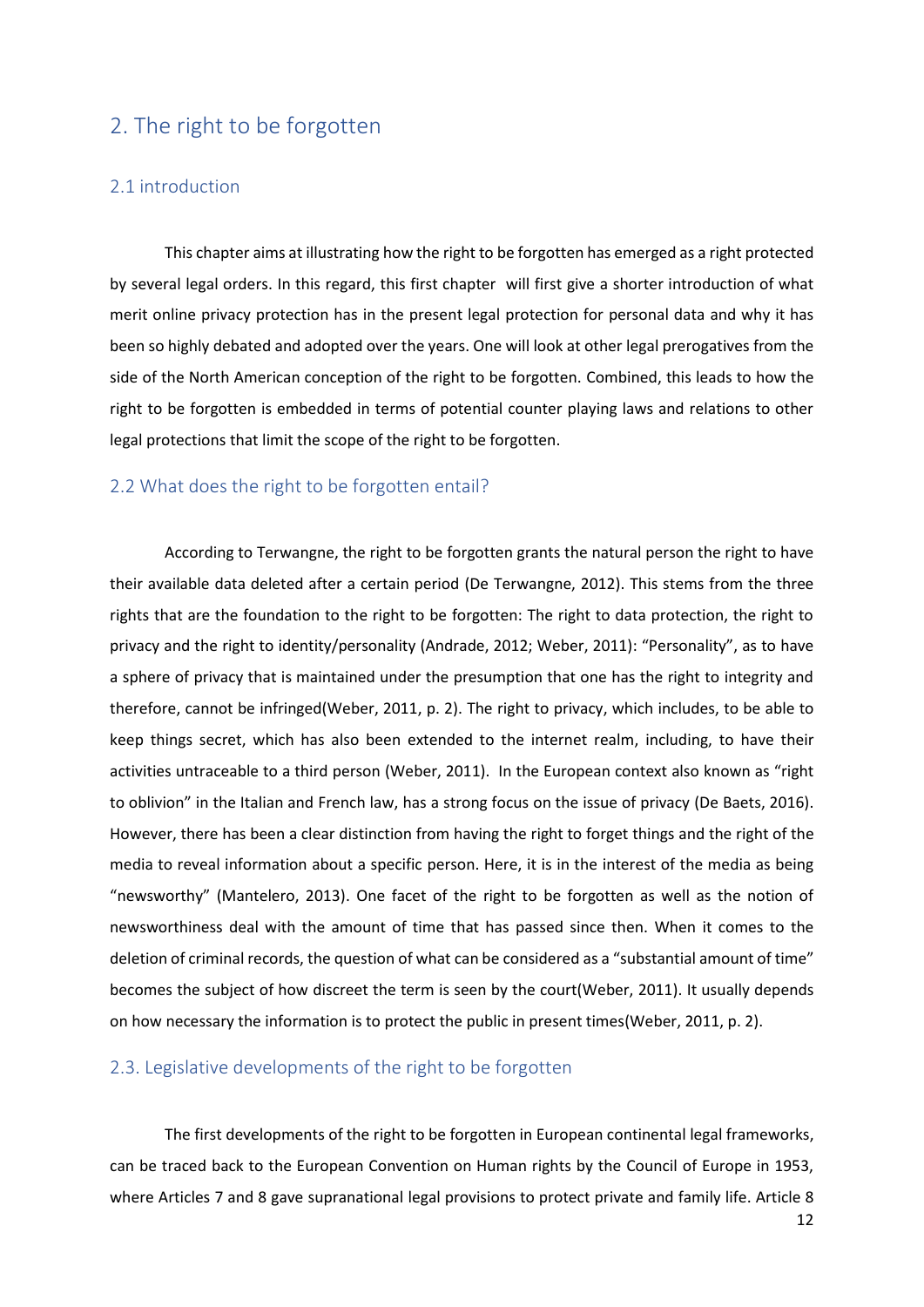## 2. The right to be forgotten

### 2.1 introduction

This chapter aims at illustrating how the right to be forgotten has emerged as a right protected by several legal orders. In this regard, this first chapter will first give a shorter introduction of what merit online privacy protection has in the present legal protection for personal data and why it has been so highly debated and adopted over the years. One will look at other legal prerogatives from the side of the North American conception of the right to be forgotten. Combined, this leads to how the right to be forgotten is embedded in terms of potential counter playing laws and relations to other legal protections that limit the scope of the right to be forgotten.

### 2.2 What does the right to be forgotten entail?

According to Terwangne, the right to be forgotten grants the natural person the right to have their available data deleted after a certain period (De Terwangne, 2012). This stems from the three rights that are the foundation to the right to be forgotten: The right to data protection, the right to privacy and the right to identity/personality (Andrade, 2012; Weber, 2011): "Personality", as to have a sphere of privacy that is maintained under the presumption that one has the right to integrity and therefore, cannot be infringed(Weber, 2011, p. 2). The right to privacy, which includes, to be able to keep things secret, which has also been extended to the internet realm, including, to have their activities untraceable to a third person (Weber, 2011). In the European context also known as "right to oblivion" in the Italian and French law, has a strong focus on the issue of privacy (De Baets, 2016). However, there has been a clear distinction from having the right to forget things and the right of the media to reveal information about a specific person. Here, it is in the interest of the media as being "newsworthy" (Mantelero, 2013). One facet of the right to be forgotten as well as the notion of newsworthiness deal with the amount of time that has passed since then. When it comes to the deletion of criminal records, the question of what can be considered as a "substantial amount of time" becomes the subject of how discreet the term is seen by the court(Weber, 2011). It usually depends on how necessary the information is to protect the public in present times(Weber, 2011, p. 2).

### 2.3. Legislative developments of the right to be forgotten

The first developments of the right to be forgotten in European continental legal frameworks, can be traced back to the European Convention on Human rights by the Council of Europe in 1953, where Articles 7 and 8 gave supranational legal provisions to protect private and family life. Article 8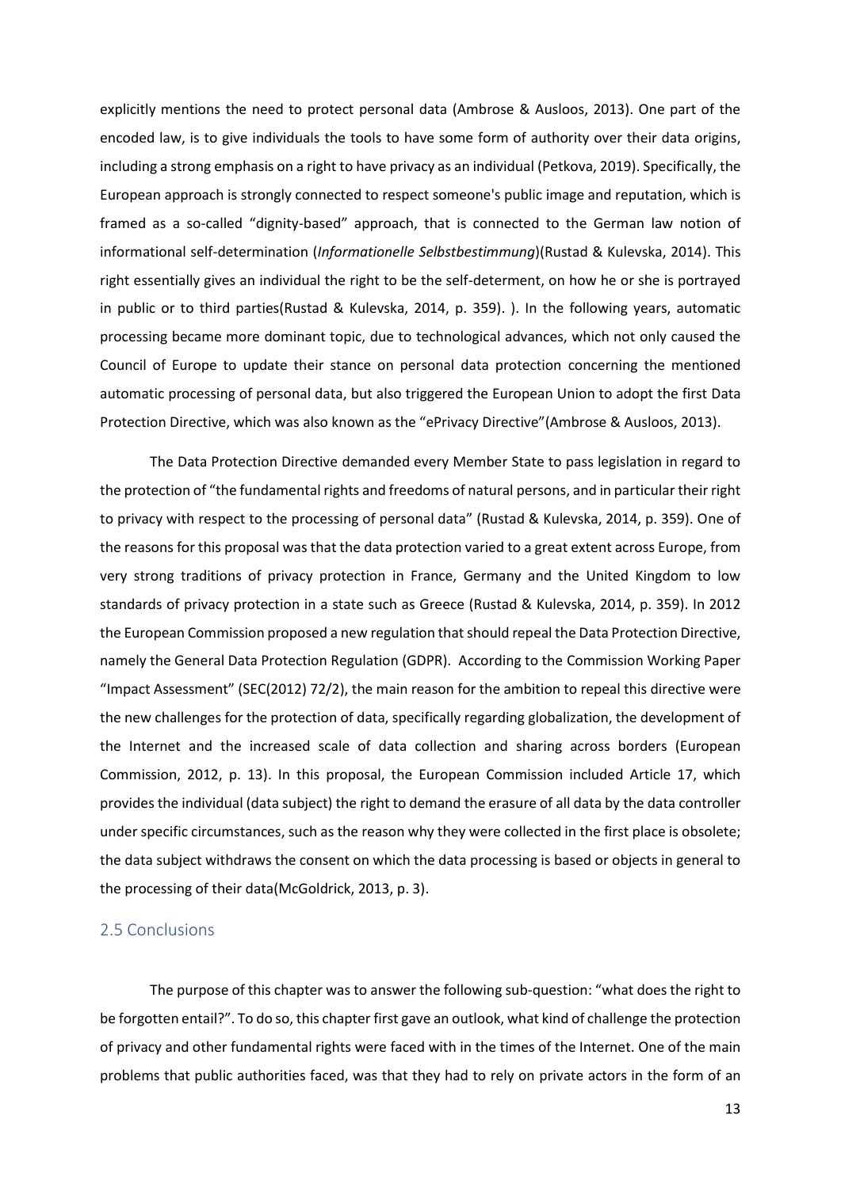explicitly mentions the need to protect personal data (Ambrose & Ausloos, 2013). One part of the encoded law, is to give individuals the tools to have some form of authority over their data origins, including a strong emphasis on a right to have privacy as an individual (Petkova, 2019). Specifically, the European approach is strongly connected to respect someone's public image and reputation, which is framed as a so-called "dignity-based" approach, that is connected to the German law notion of informational self-determination (*Informationelle Selbstbestimmung*)(Rustad & Kulevska, 2014). This right essentially gives an individual the right to be the self-determent, on how he or she is portrayed in public or to third parties(Rustad & Kulevska, 2014, p. 359). ). In the following years, automatic processing became more dominant topic, due to technological advances, which not only caused the Council of Europe to update their stance on personal data protection concerning the mentioned automatic processing of personal data, but also triggered the European Union to adopt the first Data Protection Directive, which was also known as the "ePrivacy Directive"(Ambrose & Ausloos, 2013).

The Data Protection Directive demanded every Member State to pass legislation in regard to the protection of "the fundamental rights and freedoms of natural persons, and in particular their right to privacy with respect to the processing of personal data" (Rustad & Kulevska, 2014, p. 359). One of the reasons for this proposal was that the data protection varied to a great extent across Europe, from very strong traditions of privacy protection in France, Germany and the United Kingdom to low standards of privacy protection in a state such as Greece (Rustad & Kulevska, 2014, p. 359). In 2012 the European Commission proposed a new regulation that should repeal the Data Protection Directive, namely the General Data Protection Regulation (GDPR). According to the Commission Working Paper "Impact Assessment" (SEC(2012) 72/2), the main reason for the ambition to repeal this directive were the new challenges for the protection of data, specifically regarding globalization, the development of the Internet and the increased scale of data collection and sharing across borders (European Commission, 2012, p. 13). In this proposal, the European Commission included Article 17, which provides the individual (data subject) the right to demand the erasure of all data by the data controller under specific circumstances, such as the reason why they were collected in the first place is obsolete; the data subject withdraws the consent on which the data processing is based or objects in general to the processing of their data(McGoldrick, 2013, p. 3).

## 2.5 Conclusions

The purpose of this chapter was to answer the following sub-question: "what does the right to be forgotten entail?". To do so, this chapter first gave an outlook, what kind of challenge the protection of privacy and other fundamental rights were faced with in the times of the Internet. One of the main problems that public authorities faced, was that they had to rely on private actors in the form of an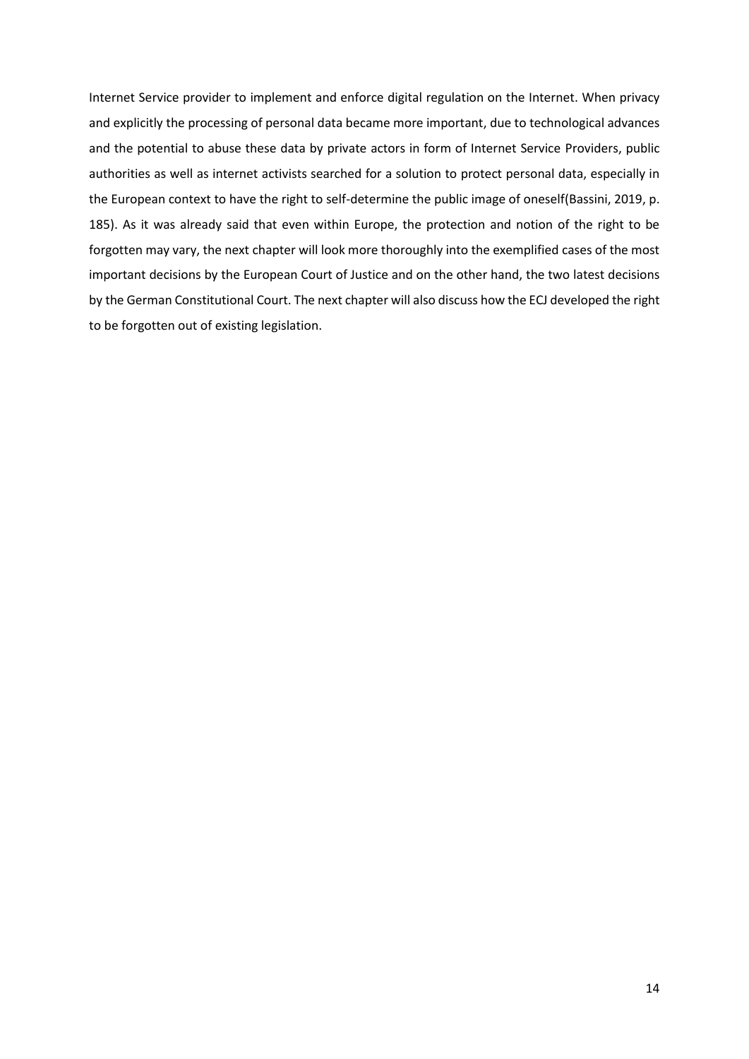Internet Service provider to implement and enforce digital regulation on the Internet. When privacy and explicitly the processing of personal data became more important, due to technological advances and the potential to abuse these data by private actors in form of Internet Service Providers, public authorities as well as internet activists searched for a solution to protect personal data, especially in the European context to have the right to self-determine the public image of oneself(Bassini, 2019, p. 185). As it was already said that even within Europe, the protection and notion of the right to be forgotten may vary, the next chapter will look more thoroughly into the exemplified cases of the most important decisions by the European Court of Justice and on the other hand, the two latest decisions by the German Constitutional Court. The next chapter will also discuss how the ECJ developed the right to be forgotten out of existing legislation.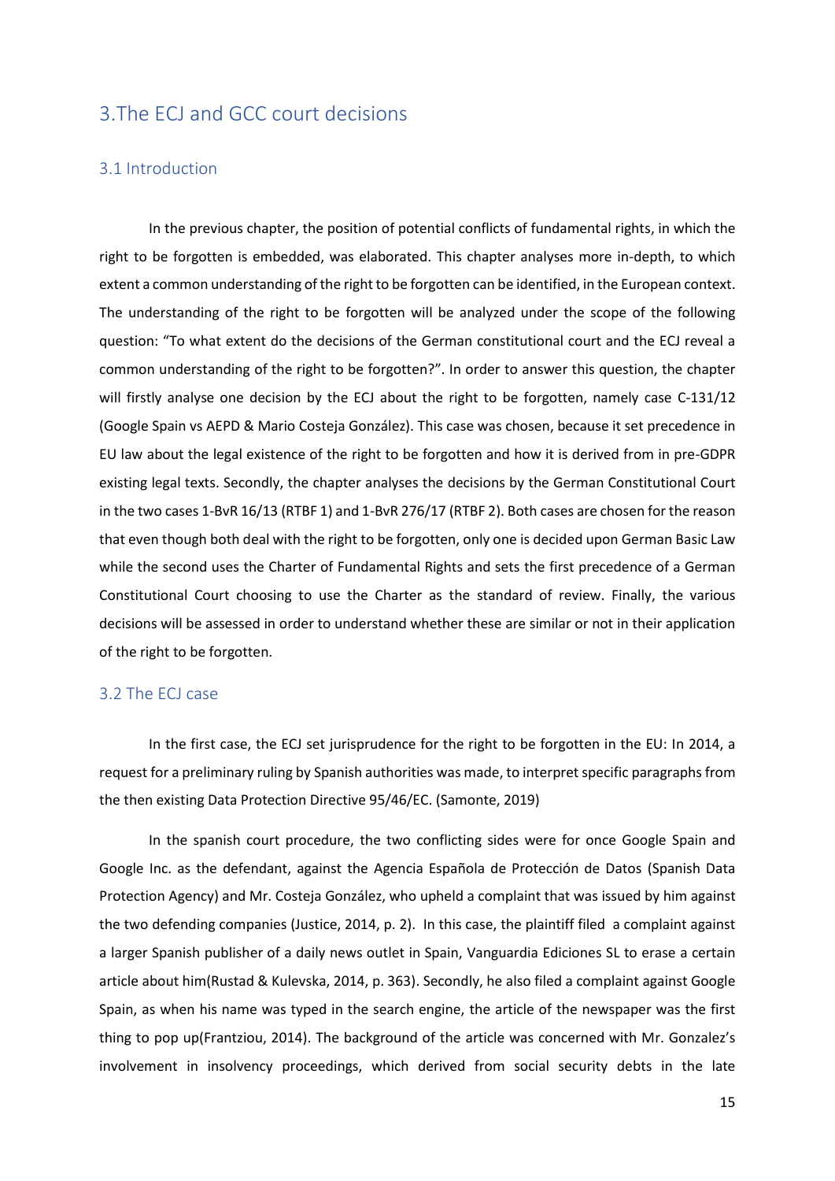## 3.The ECJ and GCC court decisions

### 3.1 Introduction

In the previous chapter, the position of potential conflicts of fundamental rights, in which the right to be forgotten is embedded, was elaborated. This chapter analyses more in-depth, to which extent a common understanding of the right to be forgotten can be identified, in the European context. The understanding of the right to be forgotten will be analyzed under the scope of the following question: "To what extent do the decisions of the German constitutional court and the ECJ reveal a common understanding of the right to be forgotten?". In order to answer this question, the chapter will firstly analyse one decision by the ECJ about the right to be forgotten, namely case C-131/12 (Google Spain vs AEPD & Mario Costeja González). This case was chosen, because it set precedence in EU law about the legal existence of the right to be forgotten and how it is derived from in pre-GDPR existing legal texts. Secondly, the chapter analyses the decisions by the German Constitutional Court in the two cases 1-BvR 16/13 (RTBF 1) and 1-BvR 276/17 (RTBF 2). Both cases are chosen for the reason that even though both deal with the right to be forgotten, only one is decided upon German Basic Law while the second uses the Charter of Fundamental Rights and sets the first precedence of a German Constitutional Court choosing to use the Charter as the standard of review. Finally, the various decisions will be assessed in order to understand whether these are similar or not in their application of the right to be forgotten.

### 3.2 The ECJ case

In the first case, the ECJ set jurisprudence for the right to be forgotten in the EU: In 2014, a request for a preliminary ruling by Spanish authorities was made, to interpret specific paragraphs from the then existing Data Protection Directive 95/46/EC. (Samonte, 2019)

In the spanish court procedure, the two conflicting sides were for once Google Spain and Google Inc. as the defendant, against the Agencia Española de Protección de Datos (Spanish Data Protection Agency) and Mr. Costeja González, who upheld a complaint that was issued by him against the two defending companies (Justice, 2014, p. 2). In this case, the plaintiff filed a complaint against a larger Spanish publisher of a daily news outlet in Spain, Vanguardia Ediciones SL to erase a certain article about him(Rustad & Kulevska, 2014, p. 363). Secondly, he also filed a complaint against Google Spain, as when his name was typed in the search engine, the article of the newspaper was the first thing to pop up(Frantziou, 2014). The background of the article was concerned with Mr. Gonzalez's involvement in insolvency proceedings, which derived from social security debts in the late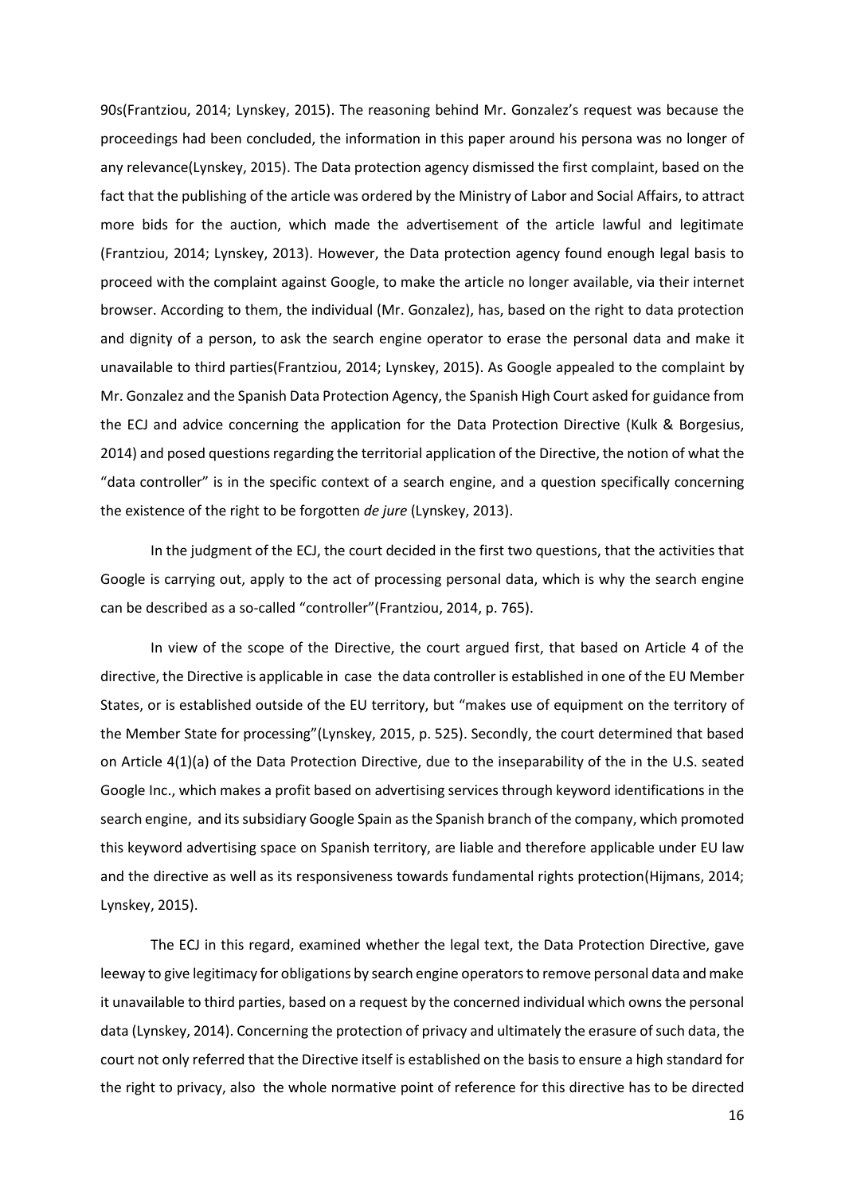90s(Frantziou, 2014; Lynskey, 2015). The reasoning behind Mr. Gonzalez's request was because the proceedings had been concluded, the information in this paper around his persona was no longer of any relevance(Lynskey, 2015). The Data protection agency dismissed the first complaint, based on the fact that the publishing of the article was ordered by the Ministry of Labor and Social Affairs, to attract more bids for the auction, which made the advertisement of the article lawful and legitimate (Frantziou, 2014; Lynskey, 2013). However, the Data protection agency found enough legal basis to proceed with the complaint against Google, to make the article no longer available, via their internet browser. According to them, the individual (Mr. Gonzalez), has, based on the right to data protection and dignity of a person, to ask the search engine operator to erase the personal data and make it unavailable to third parties(Frantziou, 2014; Lynskey, 2015). As Google appealed to the complaint by Mr. Gonzalez and the Spanish Data Protection Agency, the Spanish High Court asked for guidance from the ECJ and advice concerning the application for the Data Protection Directive (Kulk & Borgesius, 2014) and posed questions regarding the territorial application of the Directive, the notion of what the "data controller" is in the specific context of a search engine, and a question specifically concerning the existence of the right to be forgotten *de jure* (Lynskey, 2013).

In the judgment of the ECJ, the court decided in the first two questions, that the activities that Google is carrying out, apply to the act of processing personal data, which is why the search engine can be described as a so-called "controller"(Frantziou, 2014, p. 765).

In view of the scope of the Directive, the court argued first, that based on Article 4 of the directive, the Directive is applicable in case the data controller is established in one of the EU Member States, or is established outside of the EU territory, but "makes use of equipment on the territory of the Member State for processing"(Lynskey, 2015, p. 525). Secondly, the court determined that based on Article 4(1)(a) of the Data Protection Directive, due to the inseparability of the in the U.S. seated Google Inc., which makes a profit based on advertising services through keyword identifications in the search engine, and its subsidiary Google Spain as the Spanish branch of the company, which promoted this keyword advertising space on Spanish territory, are liable and therefore applicable under EU law and the directive as well as its responsiveness towards fundamental rights protection(Hijmans, 2014; Lynskey, 2015).

The ECJ in this regard, examined whether the legal text, the Data Protection Directive, gave leeway to give legitimacy for obligations by search engine operators to remove personal data and make it unavailable to third parties, based on a request by the concerned individual which owns the personal data (Lynskey, 2014). Concerning the protection of privacy and ultimately the erasure of such data, the court not only referred that the Directive itself is established on the basis to ensure a high standard for the right to privacy, also the whole normative point of reference for this directive has to be directed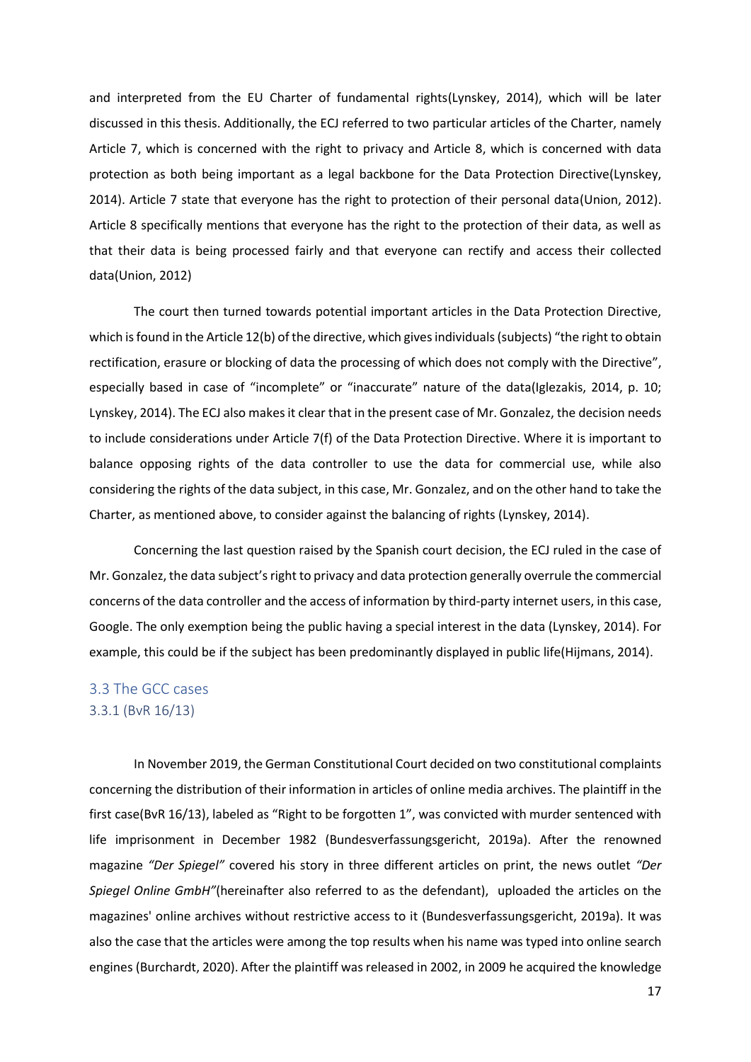and interpreted from the EU Charter of fundamental rights(Lynskey, 2014), which will be later discussed in this thesis. Additionally, the ECJ referred to two particular articles of the Charter, namely Article 7, which is concerned with the right to privacy and Article 8, which is concerned with data protection as both being important as a legal backbone for the Data Protection Directive(Lynskey, 2014). Article 7 state that everyone has the right to protection of their personal data(Union, 2012). Article 8 specifically mentions that everyone has the right to the protection of their data, as well as that their data is being processed fairly and that everyone can rectify and access their collected data(Union, 2012)

The court then turned towards potential important articles in the Data Protection Directive, which is found in the Article 12(b) of the directive, which gives individuals (subjects) "the right to obtain rectification, erasure or blocking of data the processing of which does not comply with the Directive", especially based in case of "incomplete" or "inaccurate" nature of the data(Iglezakis, 2014, p. 10; Lynskey, 2014). The ECJ also makes it clear that in the present case of Mr. Gonzalez, the decision needs to include considerations under Article 7(f) of the Data Protection Directive. Where it is important to balance opposing rights of the data controller to use the data for commercial use, while also considering the rights of the data subject, in this case, Mr. Gonzalez, and on the other hand to take the Charter, as mentioned above, to consider against the balancing of rights (Lynskey, 2014).

Concerning the last question raised by the Spanish court decision, the ECJ ruled in the case of Mr. Gonzalez, the data subject's right to privacy and data protection generally overrule the commercial concerns of the data controller and the access of information by third-party internet users, in this case, Google. The only exemption being the public having a special interest in the data (Lynskey, 2014). For example, this could be if the subject has been predominantly displayed in public life(Hijmans, 2014).

## 3.3 The GCC cases

### 3.3.1 (BvR 16/13)

In November 2019, the German Constitutional Court decided on two constitutional complaints concerning the distribution of their information in articles of online media archives. The plaintiff in the first case(BvR 16/13), labeled as "Right to be forgotten 1", was convicted with murder sentenced with life imprisonment in December 1982 (Bundesverfassungsgericht, 2019a). After the renowned magazine *"Der Spiegel"* covered his story in three different articles on print, the news outlet *"Der Spiegel Online GmbH"*(hereinafter also referred to as the defendant), uploaded the articles on the magazines' online archives without restrictive access to it (Bundesverfassungsgericht, 2019a). It was also the case that the articles were among the top results when his name was typed into online search engines (Burchardt, 2020). After the plaintiff was released in 2002, in 2009 he acquired the knowledge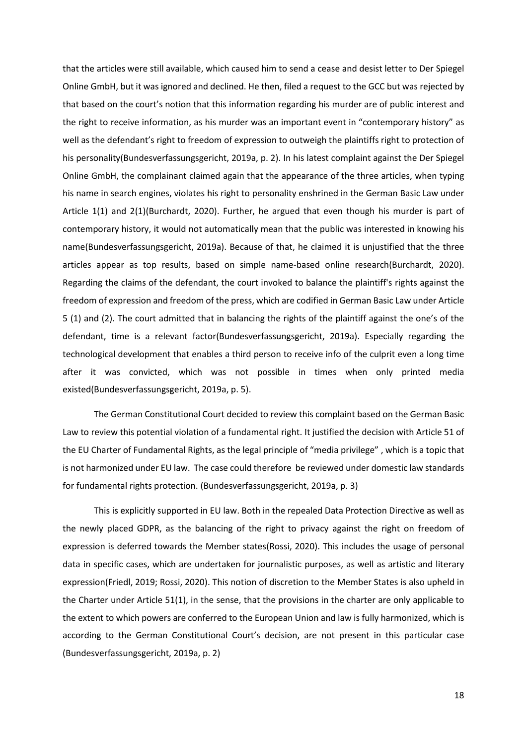that the articles were still available, which caused him to send a cease and desist letter to Der Spiegel Online GmbH, but it was ignored and declined. He then, filed a request to the GCC but was rejected by that based on the court's notion that this information regarding his murder are of public interest and the right to receive information, as his murder was an important event in "contemporary history" as well as the defendant's right to freedom of expression to outweigh the plaintiffs right to protection of his personality(Bundesverfassungsgericht, 2019a, p. 2). In his latest complaint against the Der Spiegel Online GmbH, the complainant claimed again that the appearance of the three articles, when typing his name in search engines, violates his right to personality enshrined in the German Basic Law under Article 1(1) and 2(1)(Burchardt, 2020). Further, he argued that even though his murder is part of contemporary history, it would not automatically mean that the public was interested in knowing his name(Bundesverfassungsgericht, 2019a). Because of that, he claimed it is unjustified that the three articles appear as top results, based on simple name-based online research(Burchardt, 2020). Regarding the claims of the defendant, the court invoked to balance the plaintiff's rights against the freedom of expression and freedom of the press, which are codified in German Basic Law under Article 5 (1) and (2). The court admitted that in balancing the rights of the plaintiff against the one's of the defendant, time is a relevant factor(Bundesverfassungsgericht, 2019a). Especially regarding the technological development that enables a third person to receive info of the culprit even a long time after it was convicted, which was not possible in times when only printed media existed(Bundesverfassungsgericht, 2019a, p. 5).

The German Constitutional Court decided to review this complaint based on the German Basic Law to review this potential violation of a fundamental right. It justified the decision with Article 51 of the EU Charter of Fundamental Rights, as the legal principle of "media privilege" , which is a topic that is not harmonized under EU law. The case could therefore be reviewed under domestic law standards for fundamental rights protection. (Bundesverfassungsgericht, 2019a, p. 3)

This is explicitly supported in EU law. Both in the repealed Data Protection Directive as well as the newly placed GDPR, as the balancing of the right to privacy against the right on freedom of expression is deferred towards the Member states(Rossi, 2020). This includes the usage of personal data in specific cases, which are undertaken for journalistic purposes, as well as artistic and literary expression(Friedl, 2019; Rossi, 2020). This notion of discretion to the Member States is also upheld in the Charter under Article 51(1), in the sense, that the provisions in the charter are only applicable to the extent to which powers are conferred to the European Union and law is fully harmonized, which is according to the German Constitutional Court's decision, are not present in this particular case (Bundesverfassungsgericht, 2019a, p. 2)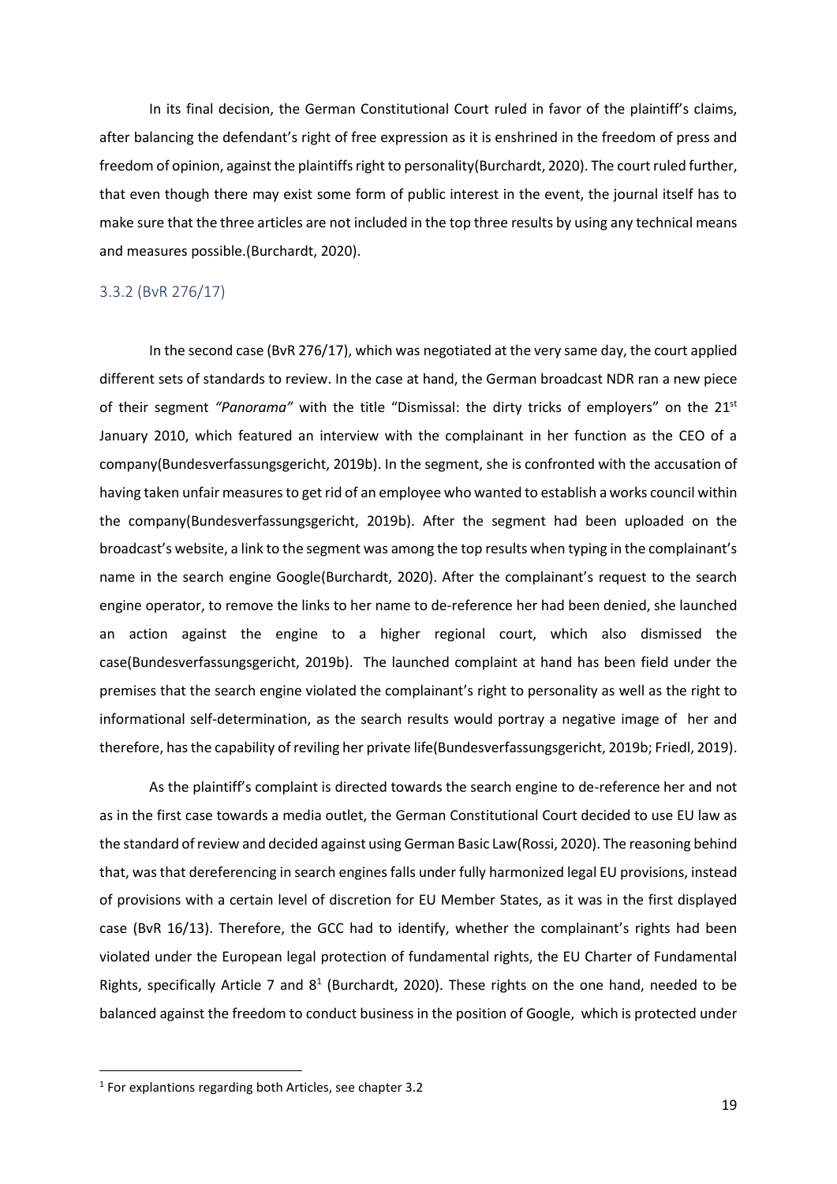In its final decision, the German Constitutional Court ruled in favor of the plaintiff's claims, after balancing the defendant's right of free expression as it is enshrined in the freedom of press and freedom of opinion, against the plaintiffs right to personality(Burchardt, 2020). The court ruled further, that even though there may exist some form of public interest in the event, the journal itself has to make sure that the three articles are not included in the top three results by using any technical means and measures possible.(Burchardt, 2020).

### 3.3.2 (BvR 276/17)

In the second case (BvR 276/17), which was negotiated at the very same day, the court applied different sets of standards to review. In the case at hand, the German broadcast NDR ran a new piece of their segment *"Panorama"* with the title "Dismissal: the dirty tricks of employers" on the 21st January 2010, which featured an interview with the complainant in her function as the CEO of a company(Bundesverfassungsgericht, 2019b). In the segment, she is confronted with the accusation of having taken unfair measures to get rid of an employee who wanted to establish a works council within the company(Bundesverfassungsgericht, 2019b). After the segment had been uploaded on the broadcast's website, a link to the segment was among the top results when typing in the complainant's name in the search engine Google(Burchardt, 2020). After the complainant's request to the search engine operator, to remove the links to her name to de-reference her had been denied, she launched an action against the engine to a higher regional court, which also dismissed the case(Bundesverfassungsgericht, 2019b). The launched complaint at hand has been field under the premises that the search engine violated the complainant's right to personality as well as the right to informational self-determination, as the search results would portray a negative image of her and therefore, has the capability of reviling her private life(Bundesverfassungsgericht, 2019b; Friedl, 2019).

As the plaintiff's complaint is directed towards the search engine to de-reference her and not as in the first case towards a media outlet, the German Constitutional Court decided to use EU law as the standard of review and decided against using German Basic Law(Rossi, 2020). The reasoning behind that, was that dereferencing in search engines falls under fully harmonized legal EU provisions, instead of provisions with a certain level of discretion for EU Member States, as it was in the first displayed case (BvR 16/13). Therefore, the GCC had to identify, whether the complainant's rights had been violated under the European legal protection of fundamental rights, the EU Charter of Fundamental Rights, specifically Article 7 and 8[1] (Burchardt, 2020). These rights on the one hand, needed to be balanced against the freedom to conduct business in the position of Google, which is protected under

[1] For explantions regarding both Articles, see chapter 3.2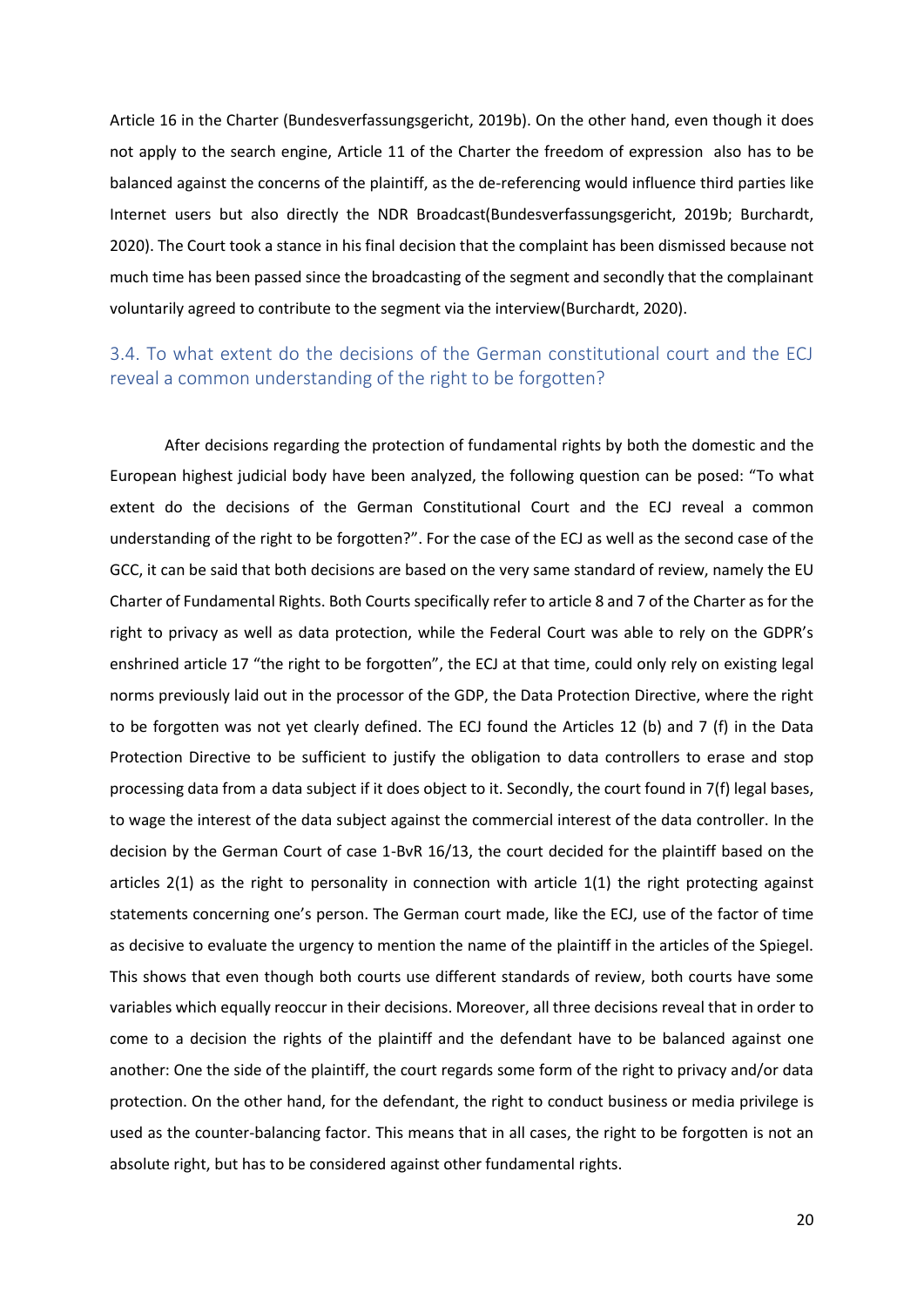Article 16 in the Charter (Bundesverfassungsgericht, 2019b). On the other hand, even though it does not apply to the search engine, Article 11 of the Charter the freedom of expression also has to be balanced against the concerns of the plaintiff, as the de-referencing would influence third parties like Internet users but also directly the NDR Broadcast(Bundesverfassungsgericht, 2019b; Burchardt, 2020). The Court took a stance in his final decision that the complaint has been dismissed because not much time has been passed since the broadcasting of the segment and secondly that the complainant voluntarily agreed to contribute to the segment via the interview(Burchardt, 2020).

### 3.4. To what extent do the decisions of the German constitutional court and the ECJ reveal a common understanding of the right to be forgotten?

After decisions regarding the protection of fundamental rights by both the domestic and the European highest judicial body have been analyzed, the following question can be posed: "To what extent do the decisions of the German Constitutional Court and the ECJ reveal a common understanding of the right to be forgotten?". For the case of the ECJ as well as the second case of the GCC, it can be said that both decisions are based on the very same standard of review, namely the EU Charter of Fundamental Rights. Both Courts specifically refer to article 8 and 7 of the Charter as for the right to privacy as well as data protection, while the Federal Court was able to rely on the GDPR's enshrined article 17 "the right to be forgotten", the ECJ at that time, could only rely on existing legal norms previously laid out in the processor of the GDP, the Data Protection Directive, where the right to be forgotten was not yet clearly defined. The ECJ found the Articles 12 (b) and 7 (f) in the Data Protection Directive to be sufficient to justify the obligation to data controllers to erase and stop processing data from a data subject if it does object to it. Secondly, the court found in 7(f) legal bases, to wage the interest of the data subject against the commercial interest of the data controller. In the decision by the German Court of case 1-BvR 16/13, the court decided for the plaintiff based on the articles 2(1) as the right to personality in connection with article 1(1) the right protecting against statements concerning one's person. The German court made, like the ECJ, use of the factor of time as decisive to evaluate the urgency to mention the name of the plaintiff in the articles of the Spiegel. This shows that even though both courts use different standards of review, both courts have some variables which equally reoccur in their decisions. Moreover, all three decisions reveal that in order to come to a decision the rights of the plaintiff and the defendant have to be balanced against one another: One the side of the plaintiff, the court regards some form of the right to privacy and/or data protection. On the other hand, for the defendant, the right to conduct business or media privilege is used as the counter-balancing factor. This means that in all cases, the right to be forgotten is not an absolute right, but has to be considered against other fundamental rights.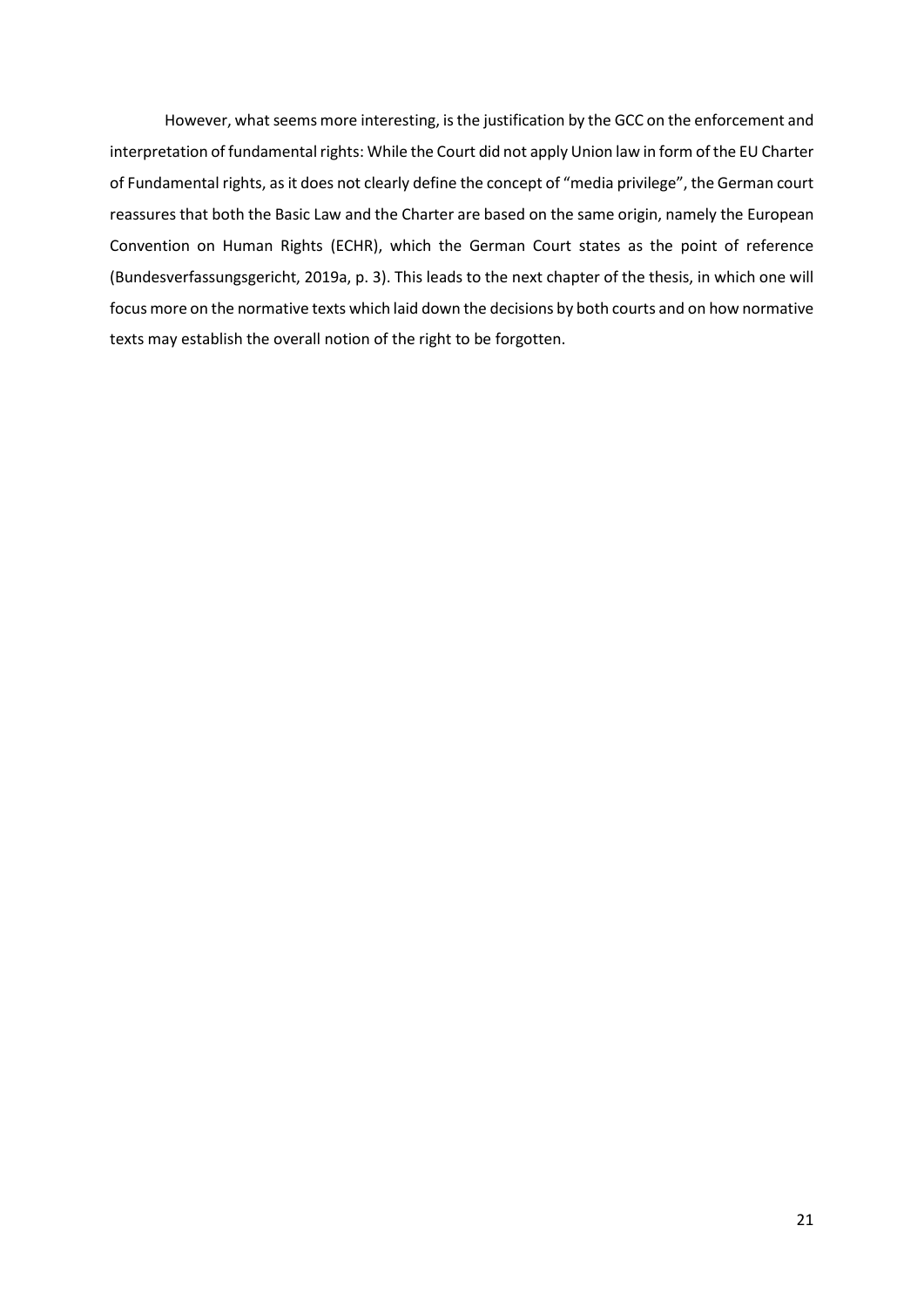However, what seems more interesting, is the justification by the GCC on the enforcement and interpretation of fundamental rights: While the Court did not apply Union law in form of the EU Charter of Fundamental rights, as it does not clearly define the concept of "media privilege", the German court reassures that both the Basic Law and the Charter are based on the same origin, namely the European Convention on Human Rights (ECHR), which the German Court states as the point of reference (Bundesverfassungsgericht, 2019a, p. 3). This leads to the next chapter of the thesis, in which one will focus more on the normative texts which laid down the decisions by both courts and on how normative texts may establish the overall notion of the right to be forgotten.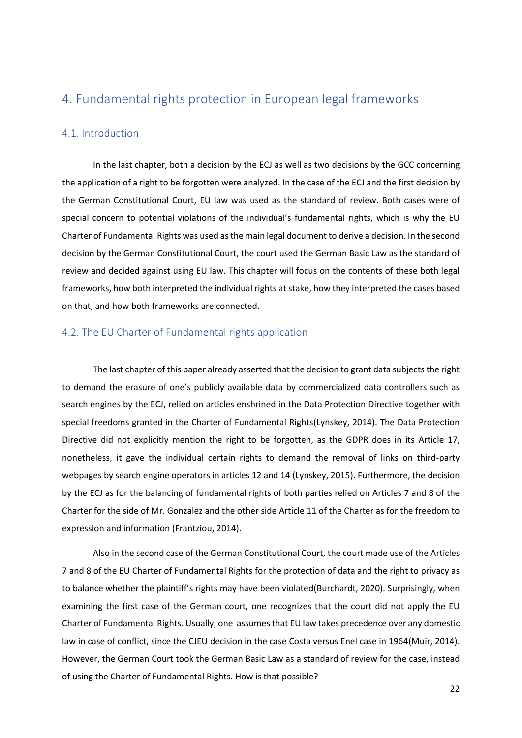## 4. Fundamental rights protection in European legal frameworks

### 4.1. Introduction

In the last chapter, both a decision by the ECJ as well as two decisions by the GCC concerning the application of a right to be forgotten were analyzed. In the case of the ECJ and the first decision by the German Constitutional Court, EU law was used as the standard of review. Both cases were of special concern to potential violations of the individual's fundamental rights, which is why the EU Charter of Fundamental Rights was used as the main legal document to derive a decision. In the second decision by the German Constitutional Court, the court used the German Basic Law as the standard of review and decided against using EU law. This chapter will focus on the contents of these both legal frameworks, how both interpreted the individual rights at stake, how they interpreted the cases based on that, and how both frameworks are connected.

### 4.2. The EU Charter of Fundamental rights application

The last chapter of this paper already asserted that the decision to grant data subjects the right to demand the erasure of one's publicly available data by commercialized data controllers such as search engines by the ECJ, relied on articles enshrined in the Data Protection Directive together with special freedoms granted in the Charter of Fundamental Rights(Lynskey, 2014). The Data Protection Directive did not explicitly mention the right to be forgotten, as the GDPR does in its Article 17, nonetheless, it gave the individual certain rights to demand the removal of links on third-party webpages by search engine operators in articles 12 and 14 (Lynskey, 2015). Furthermore, the decision by the ECJ as for the balancing of fundamental rights of both parties relied on Articles 7 and 8 of the Charter for the side of Mr. Gonzalez and the other side Article 11 of the Charter as for the freedom to expression and information (Frantziou, 2014).

Also in the second case of the German Constitutional Court, the court made use of the Articles 7 and 8 of the EU Charter of Fundamental Rights for the protection of data and the right to privacy as to balance whether the plaintiff's rights may have been violated(Burchardt, 2020). Surprisingly, when examining the first case of the German court, one recognizes that the court did not apply the EU Charter of Fundamental Rights. Usually, one assumes that EU law takes precedence over any domestic law in case of conflict, since the CJEU decision in the case Costa versus Enel case in 1964(Muir, 2014). However, the German Court took the German Basic Law as a standard of review for the case, instead of using the Charter of Fundamental Rights. How is that possible?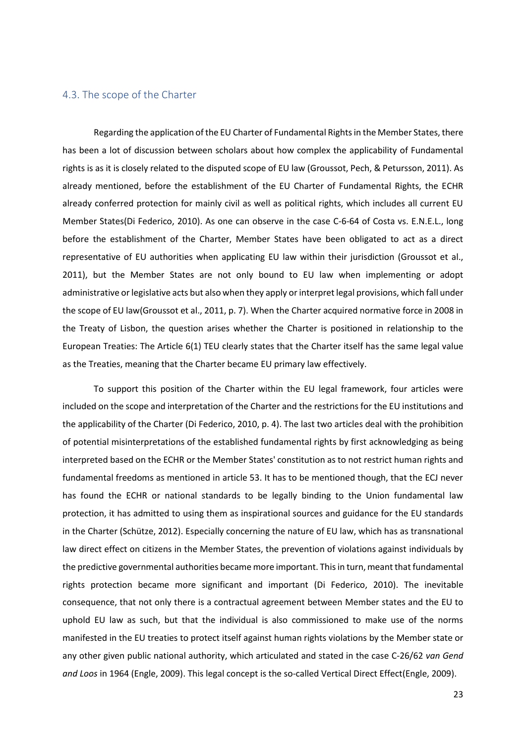## 4.3. The scope of the Charter

Regarding the application of the EU Charter of Fundamental Rights in the Member States, there has been a lot of discussion between scholars about how complex the applicability of Fundamental rights is as it is closely related to the disputed scope of EU law (Groussot, Pech, & Petursson, 2011). As already mentioned, before the establishment of the EU Charter of Fundamental Rights, the ECHR already conferred protection for mainly civil as well as political rights, which includes all current EU Member States(Di Federico, 2010). As one can observe in the case C-6-64 of Costa vs. E.N.E.L., long before the establishment of the Charter, Member States have been obligated to act as a direct representative of EU authorities when applicating EU law within their jurisdiction (Groussot et al., 2011), but the Member States are not only bound to EU law when implementing or adopt administrative or legislative acts but also when they apply or interpret legal provisions, which fall under the scope of EU law(Groussot et al., 2011, p. 7). When the Charter acquired normative force in 2008 in the Treaty of Lisbon, the question arises whether the Charter is positioned in relationship to the European Treaties: The Article 6(1) TEU clearly states that the Charter itself has the same legal value as the Treaties, meaning that the Charter became EU primary law effectively.

To support this position of the Charter within the EU legal framework, four articles were included on the scope and interpretation of the Charter and the restrictions for the EU institutions and the applicability of the Charter (Di Federico, 2010, p. 4). The last two articles deal with the prohibition of potential misinterpretations of the established fundamental rights by first acknowledging as being interpreted based on the ECHR or the Member States' constitution as to not restrict human rights and fundamental freedoms as mentioned in article 53. It has to be mentioned though, that the ECJ never has found the ECHR or national standards to be legally binding to the Union fundamental law protection, it has admitted to using them as inspirational sources and guidance for the EU standards in the Charter (Schütze, 2012). Especially concerning the nature of EU law, which has as transnational law direct effect on citizens in the Member States, the prevention of violations against individuals by the predictive governmental authorities became more important. This in turn, meant that fundamental rights protection became more significant and important (Di Federico, 2010). The inevitable consequence, that not only there is a contractual agreement between Member states and the EU to uphold EU law as such, but that the individual is also commissioned to make use of the norms manifested in the EU treaties to protect itself against human rights violations by the Member state or any other given public national authority, which articulated and stated in the case C-26/62 *van Gend and Loos* in 1964 (Engle, 2009). This legal concept is the so-called Vertical Direct Effect(Engle, 2009).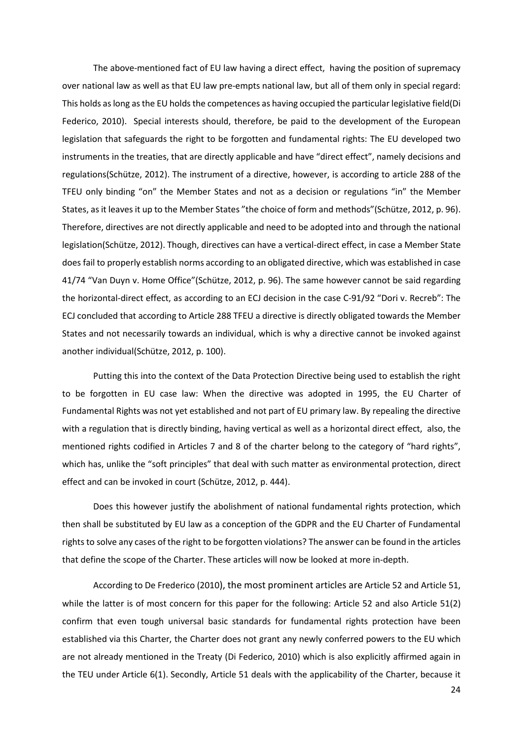The above-mentioned fact of EU law having a direct effect, having the position of supremacy over national law as well as that EU law pre-empts national law, but all of them only in special regard: This holds as long as the EU holds the competences as having occupied the particular legislative field(Di Federico, 2010). Special interests should, therefore, be paid to the development of the European legislation that safeguards the right to be forgotten and fundamental rights: The EU developed two instruments in the treaties, that are directly applicable and have "direct effect", namely decisions and regulations(Schütze, 2012). The instrument of a directive, however, is according to article 288 of the TFEU only binding "on" the Member States and not as a decision or regulations "in" the Member States, as it leaves it up to the Member States "the choice of form and methods"(Schütze, 2012, p. 96). Therefore, directives are not directly applicable and need to be adopted into and through the national legislation(Schütze, 2012). Though, directives can have a vertical-direct effect, in case a Member State does fail to properly establish norms according to an obligated directive, which was established in case 41/74 "Van Duyn v. Home Office"(Schütze, 2012, p. 96). The same however cannot be said regarding the horizontal-direct effect, as according to an ECJ decision in the case C-91/92 "Dori v. Recreb": The ECJ concluded that according to Article 288 TFEU a directive is directly obligated towards the Member States and not necessarily towards an individual, which is why a directive cannot be invoked against another individual(Schütze, 2012, p. 100).

Putting this into the context of the Data Protection Directive being used to establish the right to be forgotten in EU case law: When the directive was adopted in 1995, the EU Charter of Fundamental Rights was not yet established and not part of EU primary law. By repealing the directive with a regulation that is directly binding, having vertical as well as a horizontal direct effect, also, the mentioned rights codified in Articles 7 and 8 of the charter belong to the category of "hard rights", which has, unlike the "soft principles" that deal with such matter as environmental protection, direct effect and can be invoked in court (Schütze, 2012, p. 444).

Does this however justify the abolishment of national fundamental rights protection, which then shall be substituted by EU law as a conception of the GDPR and the EU Charter of Fundamental rights to solve any cases of the right to be forgotten violations? The answer can be found in the articles that define the scope of the Charter. These articles will now be looked at more in-depth.

According to De Frederico (2010), the most prominent articles are Article 52 and Article 51, while the latter is of most concern for this paper for the following: Article 52 and also Article 51(2) confirm that even tough universal basic standards for fundamental rights protection have been established via this Charter, the Charter does not grant any newly conferred powers to the EU which are not already mentioned in the Treaty (Di Federico, 2010) which is also explicitly affirmed again in the TEU under Article 6(1). Secondly, Article 51 deals with the applicability of the Charter, because it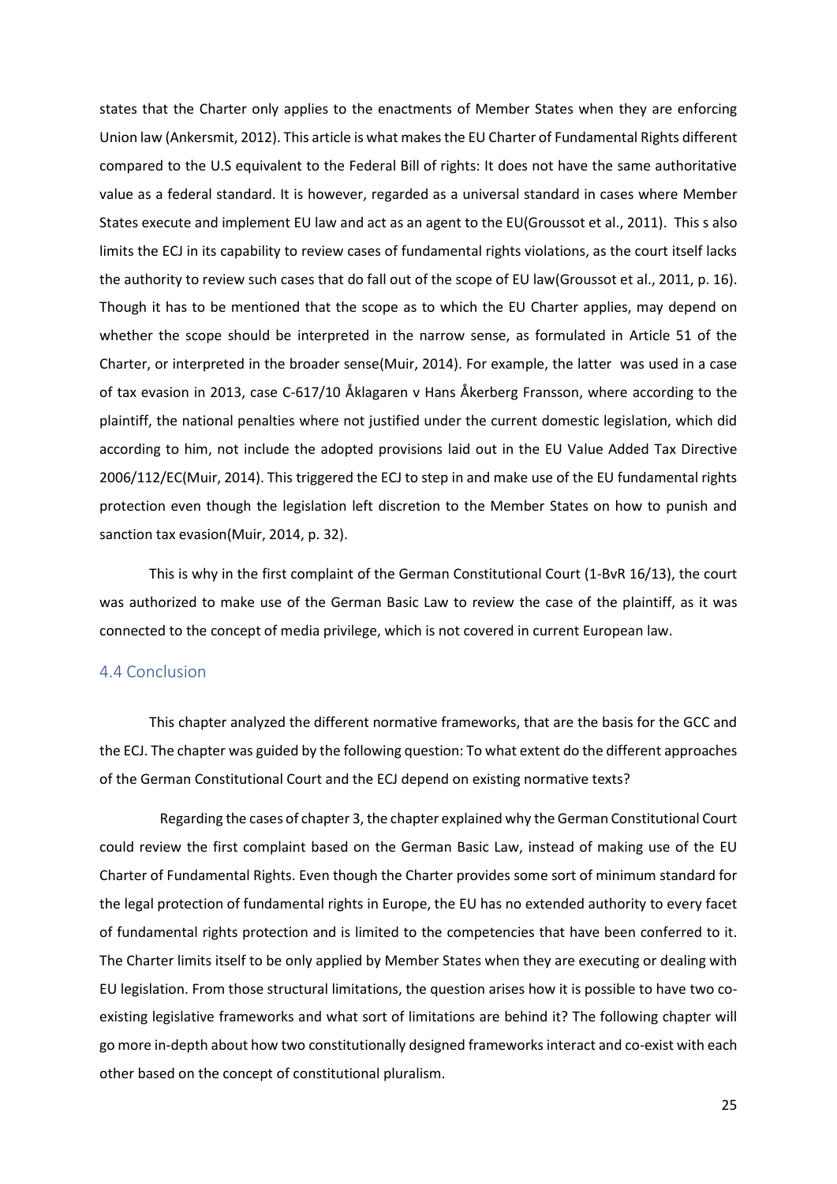states that the Charter only applies to the enactments of Member States when they are enforcing Union law (Ankersmit, 2012). This article is what makes the EU Charter of Fundamental Rights different compared to the U.S equivalent to the Federal Bill of rights: It does not have the same authoritative value as a federal standard. It is however, regarded as a universal standard in cases where Member States execute and implement EU law and act as an agent to the EU(Groussot et al., 2011). This s also limits the ECJ in its capability to review cases of fundamental rights violations, as the court itself lacks the authority to review such cases that do fall out of the scope of EU law(Groussot et al., 2011, p. 16). Though it has to be mentioned that the scope as to which the EU Charter applies, may depend on whether the scope should be interpreted in the narrow sense, as formulated in Article 51 of the Charter, or interpreted in the broader sense(Muir, 2014). For example, the latter was used in a case of tax evasion in 2013, case C-617/10 Åklagaren v Hans Åkerberg Fransson, where according to the plaintiff, the national penalties where not justified under the current domestic legislation, which did according to him, not include the adopted provisions laid out in the EU Value Added Tax Directive 2006/112/EC(Muir, 2014). This triggered the ECJ to step in and make use of the EU fundamental rights protection even though the legislation left discretion to the Member States on how to punish and sanction tax evasion(Muir, 2014, p. 32).

This is why in the first complaint of the German Constitutional Court (1-BvR 16/13), the court was authorized to make use of the German Basic Law to review the case of the plaintiff, as it was connected to the concept of media privilege, which is not covered in current European law.

## 4.4 Conclusion

This chapter analyzed the different normative frameworks, that are the basis for the GCC and the ECJ. The chapter was guided by the following question: To what extent do the different approaches of the German Constitutional Court and the ECJ depend on existing normative texts?

Regarding the cases of chapter 3, the chapter explained why the German Constitutional Court could review the first complaint based on the German Basic Law, instead of making use of the EU Charter of Fundamental Rights. Even though the Charter provides some sort of minimum standard for the legal protection of fundamental rights in Europe, the EU has no extended authority to every facet of fundamental rights protection and is limited to the competencies that have been conferred to it. The Charter limits itself to be only applied by Member States when they are executing or dealing with EU legislation. From those structural limitations, the question arises how it is possible to have two co-existing legislative frameworks and what sort of limitations are behind it? The following chapter will go more in-depth about how two constitutionally designed frameworks interact and co-exist with each other based on the concept of constitutional pluralism.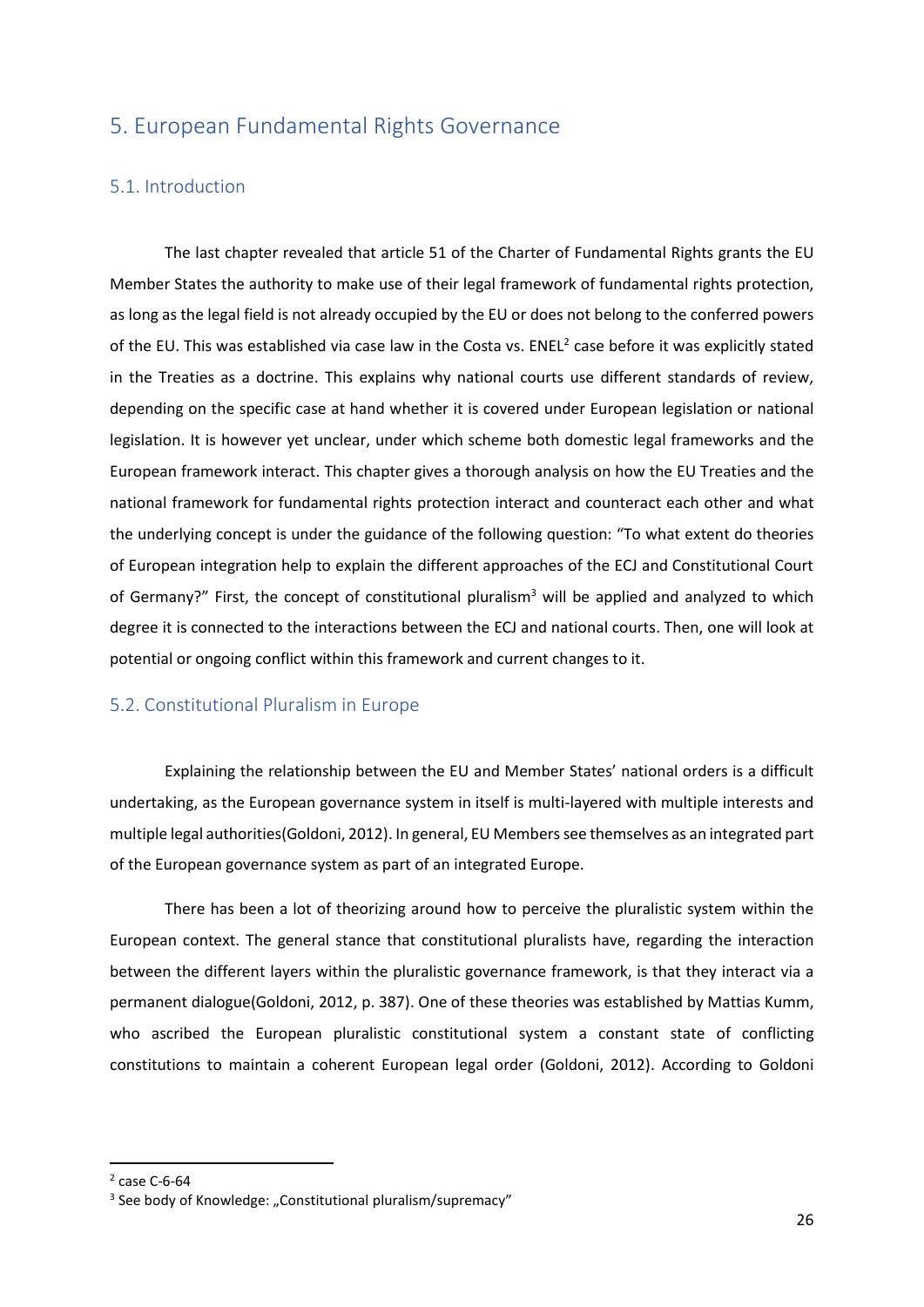# 5. European Fundamental Rights Governance

## 5.1. Introduction

The last chapter revealed that article 51 of the Charter of Fundamental Rights grants the EU Member States the authority to make use of their legal framework of fundamental rights protection, as long as the legal field is not already occupied by the EU or does not belong to the conferred powers of the EU. This was established via case law in the Costa vs. ENEL[2] case before it was explicitly stated in the Treaties as a doctrine. This explains why national courts use different standards of review, depending on the specific case at hand whether it is covered under European legislation or national legislation. It is however yet unclear, under which scheme both domestic legal frameworks and the European framework interact. This chapter gives a thorough analysis on how the EU Treaties and the national framework for fundamental rights protection interact and counteract each other and what the underlying concept is under the guidance of the following question: "To what extent do theories of European integration help to explain the different approaches of the ECJ and Constitutional Court of Germany?" First, the concept of constitutional pluralism[3] will be applied and analyzed to which degree it is connected to the interactions between the ECJ and national courts. Then, one will look at potential or ongoing conflict within this framework and current changes to it.

## 5.2. Constitutional Pluralism in Europe

Explaining the relationship between the EU and Member States' national orders is a difficult undertaking, as the European governance system in itself is multi-layered with multiple interests and multiple legal authorities(Goldoni, 2012). In general, EU Members see themselves as an integrated part of the European governance system as part of an integrated Europe.

There has been a lot of theorizing around how to perceive the pluralistic system within the European context. The general stance that constitutional pluralists have, regarding the interaction between the different layers within the pluralistic governance framework, is that they interact via a permanent dialogue(Goldoni, 2012, p. 387). One of these theories was established by Mattias Kumm, who ascribed the European pluralistic constitutional system a constant state of conflicting constitutions to maintain a coherent European legal order (Goldoni, 2012). According to Goldoni

[2] case C-6-64

[3] See body of Knowledge: „Constitutional pluralism/supremacy"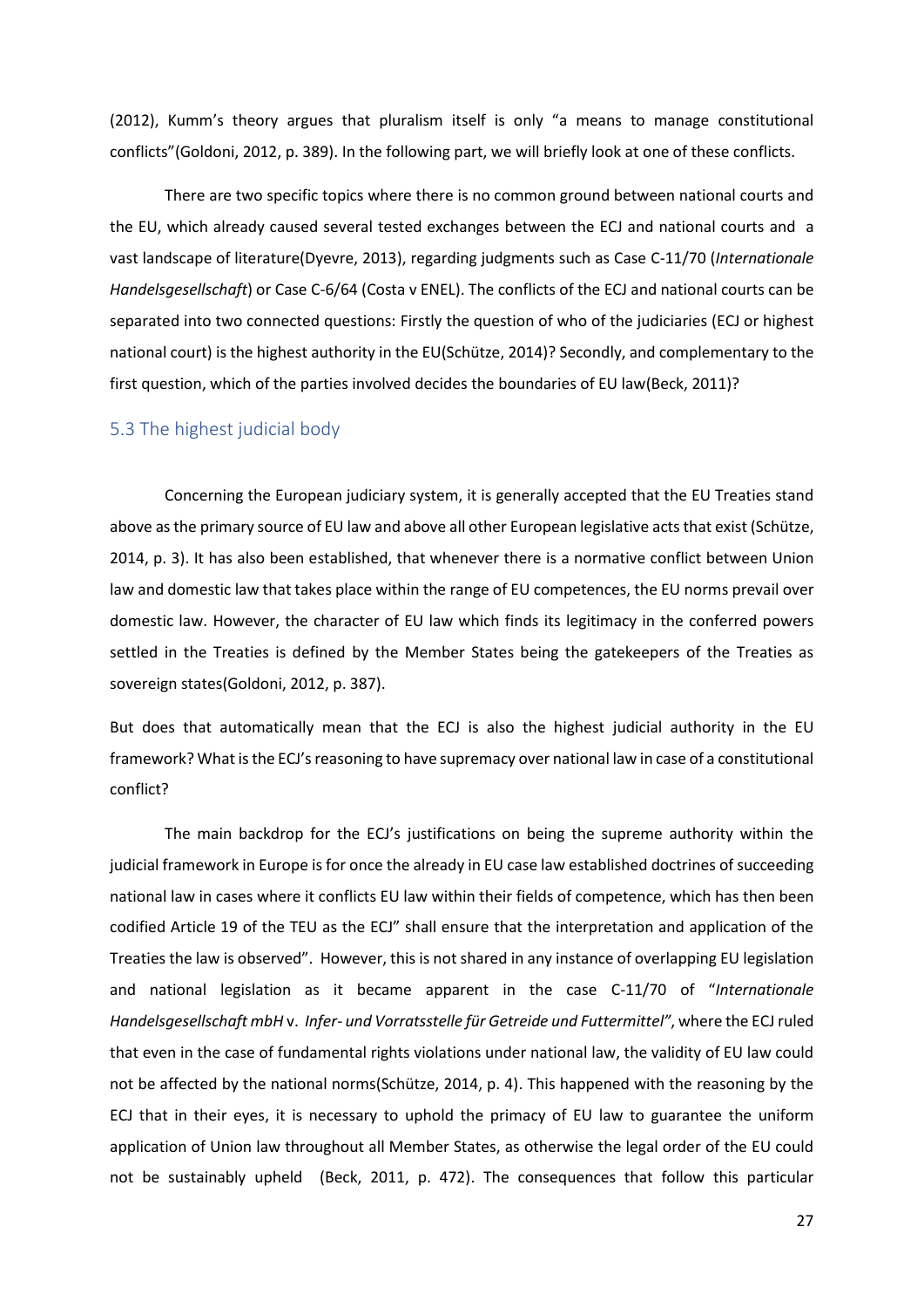(2012), Kumm's theory argues that pluralism itself is only "a means to manage constitutional conflicts"(Goldoni, 2012, p. 389). In the following part, we will briefly look at one of these conflicts.

There are two specific topics where there is no common ground between national courts and the EU, which already caused several tested exchanges between the ECJ and national courts and a vast landscape of literature(Dyevre, 2013), regarding judgments such as Case C-11/70 (*Internationale Handelsgesellschaft*) or Case C-6/64 (Costa v ENEL). The conflicts of the ECJ and national courts can be separated into two connected questions: Firstly the question of who of the judiciaries (ECJ or highest national court) is the highest authority in the EU(Schütze, 2014)? Secondly, and complementary to the first question, which of the parties involved decides the boundaries of EU law(Beck, 2011)?

## 5.3 The highest judicial body

Concerning the European judiciary system, it is generally accepted that the EU Treaties stand above as the primary source of EU law and above all other European legislative acts that exist (Schütze, 2014, p. 3). It has also been established, that whenever there is a normative conflict between Union law and domestic law that takes place within the range of EU competences, the EU norms prevail over domestic law. However, the character of EU law which finds its legitimacy in the conferred powers settled in the Treaties is defined by the Member States being the gatekeepers of the Treaties as sovereign states(Goldoni, 2012, p. 387).

But does that automatically mean that the ECJ is also the highest judicial authority in the EU framework? What is the ECJ's reasoning to have supremacy over national law in case of a constitutional conflict?

The main backdrop for the ECJ's justifications on being the supreme authority within the judicial framework in Europe is for once the already in EU case law established doctrines of succeeding national law in cases where it conflicts EU law within their fields of competence, which has then been codified Article 19 of the TEU as the ECJ" shall ensure that the interpretation and application of the Treaties the law is observed". However, this is not shared in any instance of overlapping EU legislation and national legislation as it became apparent in the case C-11/70 of "*Internationale Handelsgesellschaft mbH* v. *Infer- und Vorratsstelle für Getreide und Futtermittel"*, where the ECJ ruled that even in the case of fundamental rights violations under national law, the validity of EU law could not be affected by the national norms(Schütze, 2014, p. 4). This happened with the reasoning by the ECJ that in their eyes, it is necessary to uphold the primacy of EU law to guarantee the uniform application of Union law throughout all Member States, as otherwise the legal order of the EU could not be sustainably upheld (Beck, 2011, p. 472). The consequences that follow this particular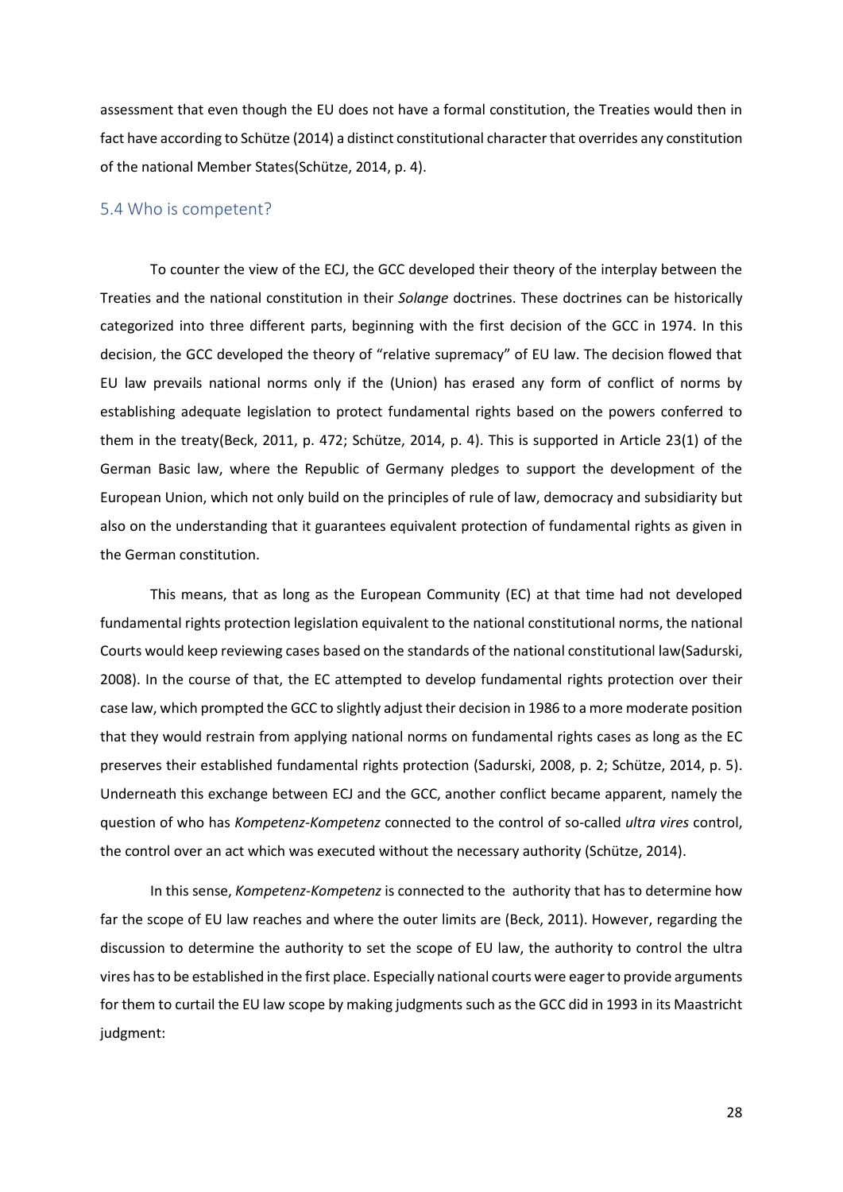assessment that even though the EU does not have a formal constitution, the Treaties would then in fact have according to Schütze (2014) a distinct constitutional character that overrides any constitution of the national Member States(Schütze, 2014, p. 4).

## 5.4 Who is competent?

To counter the view of the ECJ, the GCC developed their theory of the interplay between the Treaties and the national constitution in their *Solange* doctrines. These doctrines can be historically categorized into three different parts, beginning with the first decision of the GCC in 1974. In this decision, the GCC developed the theory of "relative supremacy" of EU law. The decision flowed that EU law prevails national norms only if the (Union) has erased any form of conflict of norms by establishing adequate legislation to protect fundamental rights based on the powers conferred to them in the treaty(Beck, 2011, p. 472; Schütze, 2014, p. 4). This is supported in Article 23(1) of the German Basic law, where the Republic of Germany pledges to support the development of the European Union, which not only build on the principles of rule of law, democracy and subsidiarity but also on the understanding that it guarantees equivalent protection of fundamental rights as given in the German constitution.

This means, that as long as the European Community (EC) at that time had not developed fundamental rights protection legislation equivalent to the national constitutional norms, the national Courts would keep reviewing cases based on the standards of the national constitutional law(Sadurski, 2008). In the course of that, the EC attempted to develop fundamental rights protection over their case law, which prompted the GCC to slightly adjust their decision in 1986 to a more moderate position that they would restrain from applying national norms on fundamental rights cases as long as the EC preserves their established fundamental rights protection (Sadurski, 2008, p. 2; Schütze, 2014, p. 5). Underneath this exchange between ECJ and the GCC, another conflict became apparent, namely the question of who has *Kompetenz-Kompetenz* connected to the control of so-called *ultra vires* control, the control over an act which was executed without the necessary authority (Schütze, 2014).

In this sense, *Kompetenz-Kompetenz* is connected to the authority that has to determine how far the scope of EU law reaches and where the outer limits are (Beck, 2011). However, regarding the discussion to determine the authority to set the scope of EU law, the authority to control the ultra vires has to be established in the first place. Especially national courts were eager to provide arguments for them to curtail the EU law scope by making judgments such as the GCC did in 1993 in its Maastricht judgment: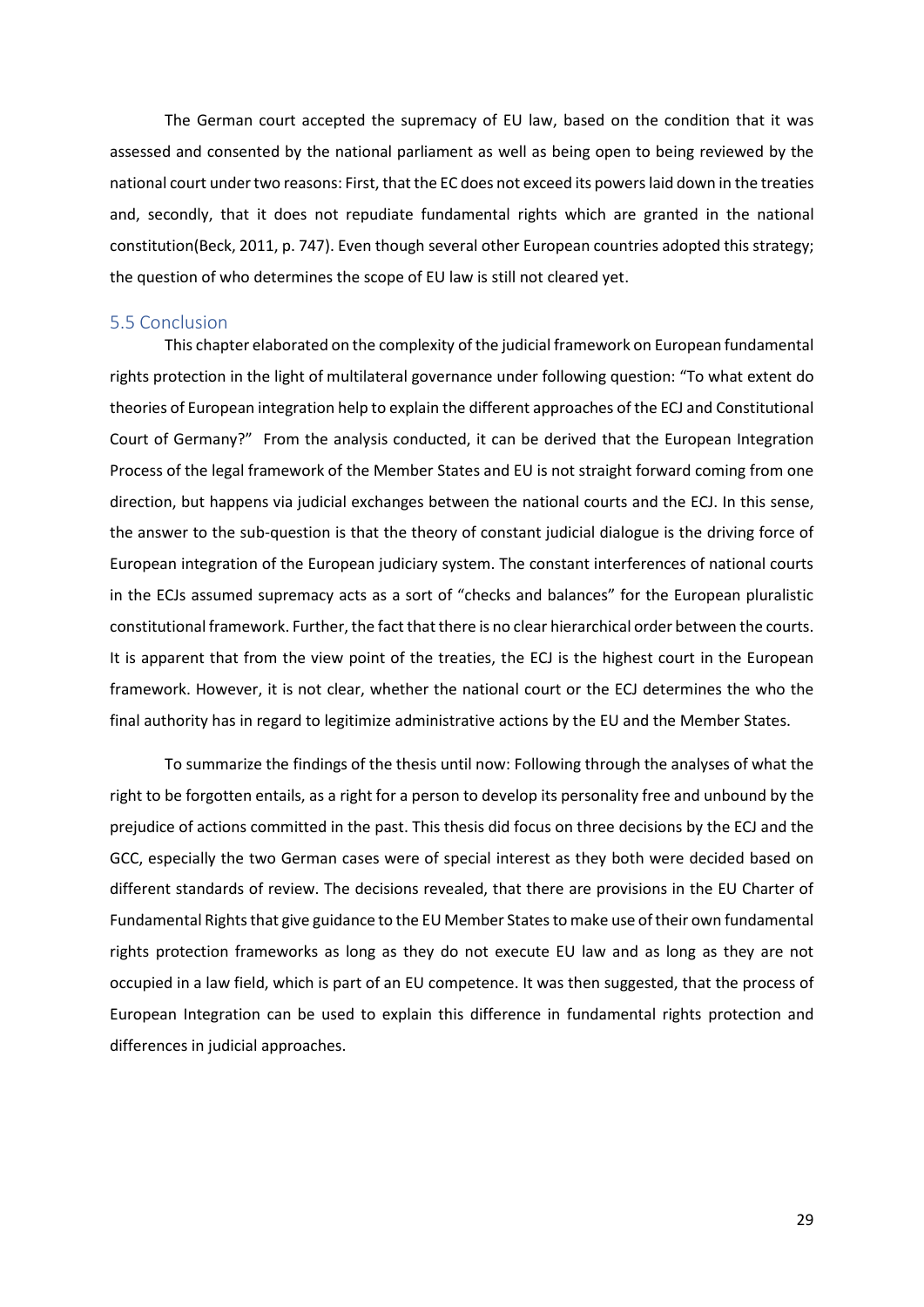The German court accepted the supremacy of EU law, based on the condition that it was assessed and consented by the national parliament as well as being open to being reviewed by the national court under two reasons: First, that the EC does not exceed its powers laid down in the treaties and, secondly, that it does not repudiate fundamental rights which are granted in the national constitution(Beck, 2011, p. 747). Even though several other European countries adopted this strategy; the question of who determines the scope of EU law is still not cleared yet.

## 5.5 Conclusion

This chapter elaborated on the complexity of the judicial framework on European fundamental rights protection in the light of multilateral governance under following question: "To what extent do theories of European integration help to explain the different approaches of the ECJ and Constitutional Court of Germany?" From the analysis conducted, it can be derived that the European Integration Process of the legal framework of the Member States and EU is not straight forward coming from one direction, but happens via judicial exchanges between the national courts and the ECJ. In this sense, the answer to the sub-question is that the theory of constant judicial dialogue is the driving force of European integration of the European judiciary system. The constant interferences of national courts in the ECJs assumed supremacy acts as a sort of "checks and balances" for the European pluralistic constitutional framework. Further, the fact that there is no clear hierarchical order between the courts. It is apparent that from the view point of the treaties, the ECJ is the highest court in the European framework. However, it is not clear, whether the national court or the ECJ determines the who the final authority has in regard to legitimize administrative actions by the EU and the Member States.

To summarize the findings of the thesis until now: Following through the analyses of what the right to be forgotten entails, as a right for a person to develop its personality free and unbound by the prejudice of actions committed in the past. This thesis did focus on three decisions by the ECJ and the GCC, especially the two German cases were of special interest as they both were decided based on different standards of review. The decisions revealed, that there are provisions in the EU Charter of Fundamental Rights that give guidance to the EU Member States to make use of their own fundamental rights protection frameworks as long as they do not execute EU law and as long as they are not occupied in a law field, which is part of an EU competence. It was then suggested, that the process of European Integration can be used to explain this difference in fundamental rights protection and differences in judicial approaches.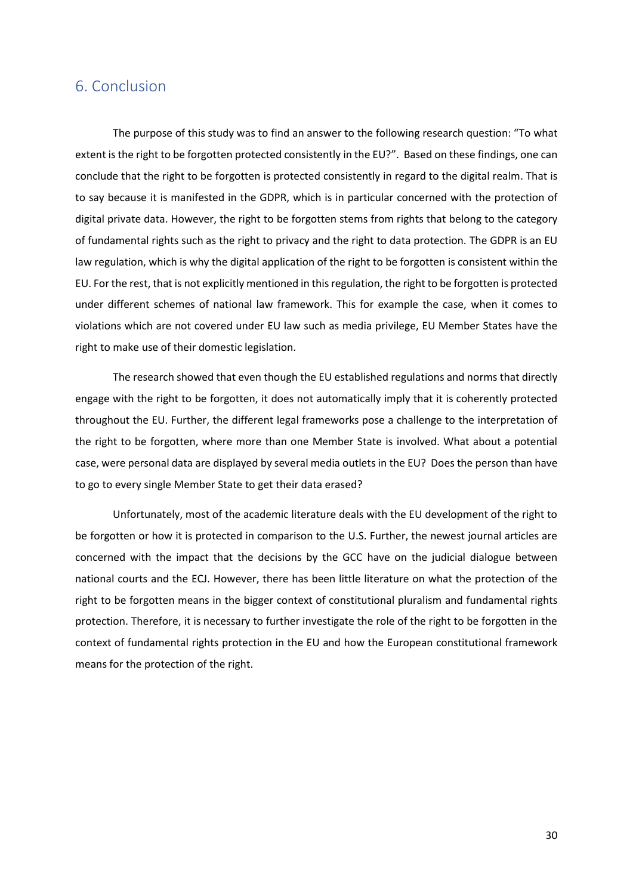## 6. Conclusion

The purpose of this study was to find an answer to the following research question: "To what extent is the right to be forgotten protected consistently in the EU?". Based on these findings, one can conclude that the right to be forgotten is protected consistently in regard to the digital realm. That is to say because it is manifested in the GDPR, which is in particular concerned with the protection of digital private data. However, the right to be forgotten stems from rights that belong to the category of fundamental rights such as the right to privacy and the right to data protection. The GDPR is an EU law regulation, which is why the digital application of the right to be forgotten is consistent within the EU. For the rest, that is not explicitly mentioned in this regulation, the right to be forgotten is protected under different schemes of national law framework. This for example the case, when it comes to violations which are not covered under EU law such as media privilege, EU Member States have the right to make use of their domestic legislation.

The research showed that even though the EU established regulations and norms that directly engage with the right to be forgotten, it does not automatically imply that it is coherently protected throughout the EU. Further, the different legal frameworks pose a challenge to the interpretation of the right to be forgotten, where more than one Member State is involved. What about a potential case, were personal data are displayed by several media outlets in the EU? Does the person than have to go to every single Member State to get their data erased?

Unfortunately, most of the academic literature deals with the EU development of the right to be forgotten or how it is protected in comparison to the U.S. Further, the newest journal articles are concerned with the impact that the decisions by the GCC have on the judicial dialogue between national courts and the ECJ. However, there has been little literature on what the protection of the right to be forgotten means in the bigger context of constitutional pluralism and fundamental rights protection. Therefore, it is necessary to further investigate the role of the right to be forgotten in the context of fundamental rights protection in the EU and how the European constitutional framework means for the protection of the right.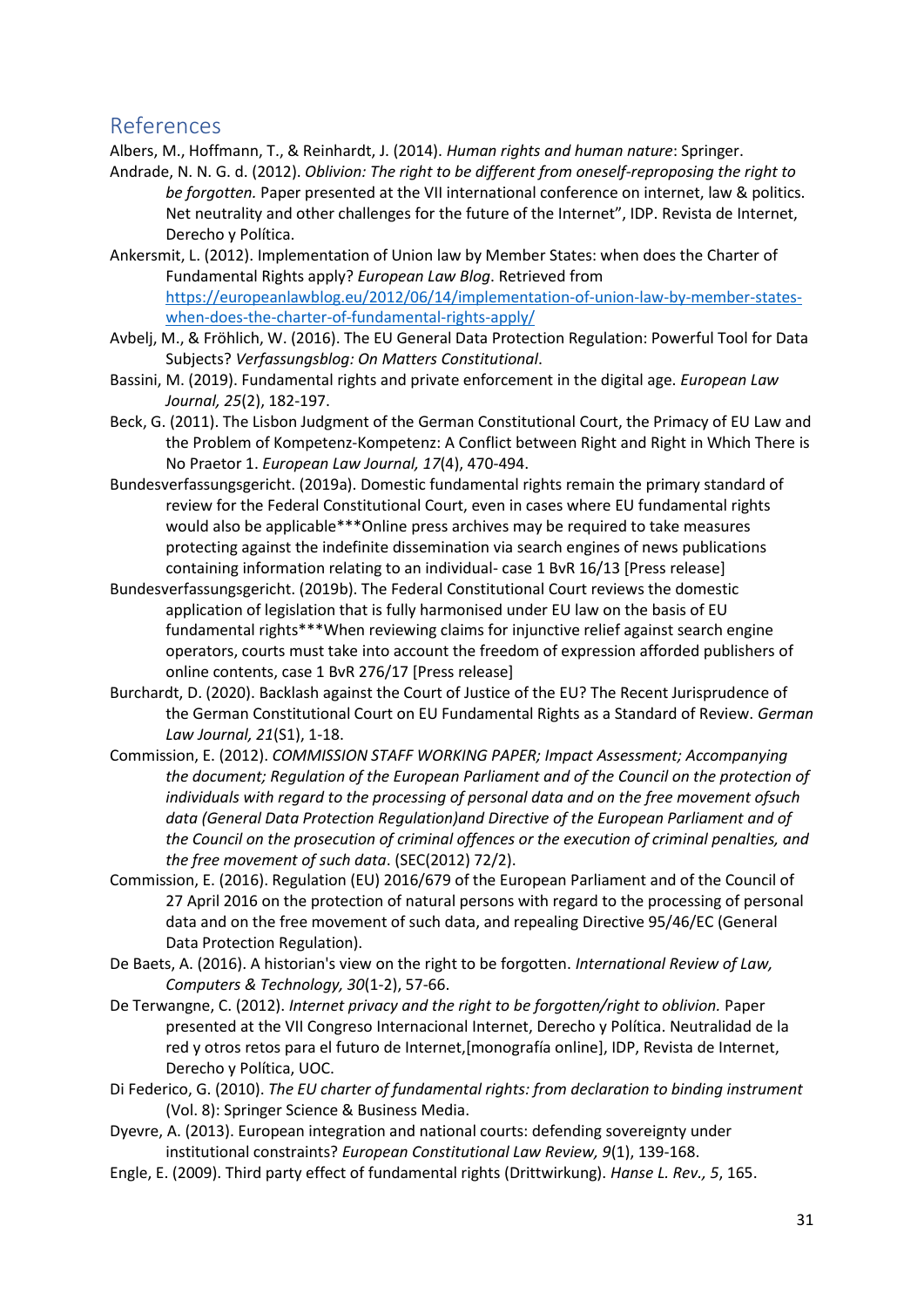## References

Albers, M., Hoffmann, T., & Reinhardt, J. (2014). *Human rights and human nature*: Springer.

Andrade, N. N. G. d. (2012). *Oblivion: The right to be different from oneself-reproposing the right to be forgotten.* Paper presented at the VII international conference on internet, law & politics. Net neutrality and other challenges for the future of the Internet", IDP. Revista de Internet, Derecho y Política.

Ankersmit, L. (2012). Implementation of Union law by Member States: when does the Charter of Fundamental Rights apply? *European Law Blog.* Retrieved from https://europeanlawblog.eu/2012/06/14/implementation-of-union-law-by-member-states-when-does-the-charter-of-fundamental-rights-apply/

Avbelj, M., & Fröhlich, W. (2016). The EU General Data Protection Regulation: Powerful Tool for Data Subjects? *Verfassungsblog: On Matters Constitutional*.

Bassini, M. (2019). Fundamental rights and private enforcement in the digital age. *European Law Journal, 25*(2), 182-197.

Beck, G. (2011). The Lisbon Judgment of the German Constitutional Court, the Primacy of EU Law and the Problem of Kompetenz-Kompetenz: A Conflict between Right and Right in Which There is No Praetor 1. *European Law Journal, 17*(4), 470-494.

Bundesverfassungsgericht. (2019a). Domestic fundamental rights remain the primary standard of review for the Federal Constitutional Court, even in cases where EU fundamental rights would also be applicable***Online press archives may be required to take measures protecting against the indefinite dissemination via search engines of news publications containing information relating to an individual- case 1 BvR 16/13 [Press release]

Bundesverfassungsgericht. (2019b). The Federal Constitutional Court reviews the domestic application of legislation that is fully harmonised under EU law on the basis of EU fundamental rights***When reviewing claims for injunctive relief against search engine operators, courts must take into account the freedom of expression afforded publishers of online contents, case 1 BvR 276/17 [Press release]

Burchardt, D. (2020). Backlash against the Court of Justice of the EU? The Recent Jurisprudence of the German Constitutional Court on EU Fundamental Rights as a Standard of Review. *German Law Journal, 21*(S1), 1-18.

Commission, E. (2012). *COMMISSION STAFF WORKING PAPER; Impact Assessment; Accompanying the document; Regulation of the European Parliament and of the Council on the protection of individuals with regard to the processing of personal data and on the free movement ofsuch data (General Data Protection Regulation)and Directive of the European Parliament and of the Council on the prosecution of criminal offences or the execution of criminal penalties, and the free movement of such data*. (SEC(2012) 72/2).

Commission, E. (2016). Regulation (EU) 2016/679 of the European Parliament and of the Council of 27 April 2016 on the protection of natural persons with regard to the processing of personal data and on the free movement of such data, and repealing Directive 95/46/EC (General Data Protection Regulation).

De Baets, A. (2016). A historian's view on the right to be forgotten. *International Review of Law, Computers & Technology, 30*(1-2), 57-66.

De Terwangne, C. (2012). *Internet privacy and the right to be forgotten/right to oblivion.* Paper presented at the VII Congreso Internacional Internet, Derecho y Política. Neutralidad de la red y otros retos para el futuro de Internet,[monografía online], IDP, Revista de Internet, Derecho y Política, UOC.

Di Federico, G. (2010). *The EU charter of fundamental rights: from declaration to binding instrument* (Vol. 8): Springer Science & Business Media.

Dyevre, A. (2013). European integration and national courts: defending sovereignty under institutional constraints? *European Constitutional Law Review, 9*(1), 139-168.

Engle, E. (2009). Third party effect of fundamental rights (Drittwirkung). *Hanse L. Rev., 5*, 165.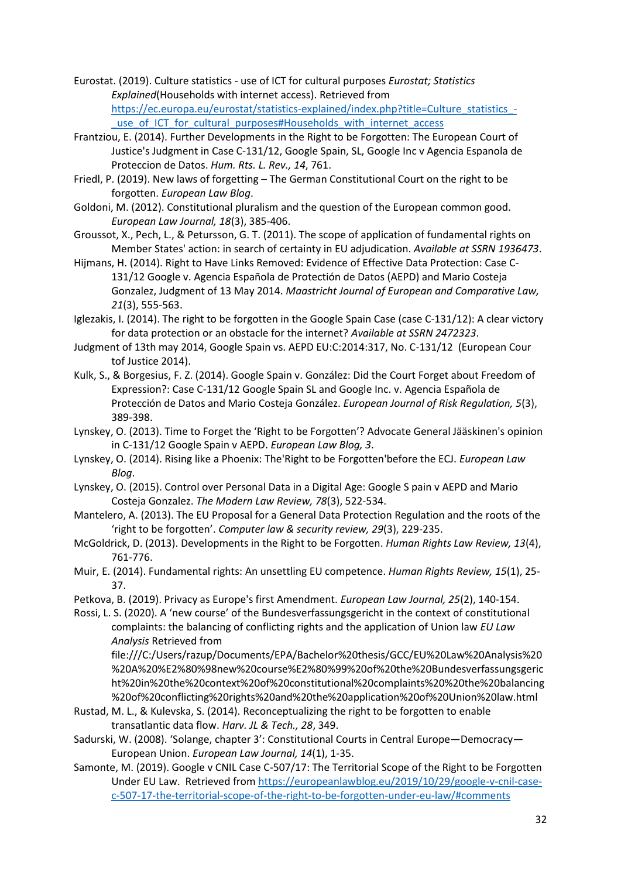Eurostat. (2019). Culture statistics - use of ICT for cultural purposes *Eurostat; Statistics Explained*(Households with internet access). Retrieved from https://ec.europa.eu/eurostat/statistics-explained/index.php?title=Culture_statistics_-_use_of_ICT_for_cultural_purposes#Households_with_internet_access

Frantziou, E. (2014). Further Developments in the Right to be Forgotten: The European Court of Justice's Judgment in Case C-131/12, Google Spain, SL, Google Inc v Agencia Espanola de Proteccion de Datos. *Hum. Rts. L. Rev., 14*, 761.

Friedl, P. (2019). New laws of forgetting – The German Constitutional Court on the right to be forgotten. *European Law Blog*.

Goldoni, M. (2012). Constitutional pluralism and the question of the European common good. *European Law Journal, 18*(3), 385-406.

Groussot, X., Pech, L., & Petursson, G. T. (2011). The scope of application of fundamental rights on Member States' action: in search of certainty in EU adjudication. *Available at SSRN 1936473*.

Hijmans, H. (2014). Right to Have Links Removed: Evidence of Effective Data Protection: Case C-131/12 Google v. Agencia Española de Protectión de Datos (AEPD) and Mario Costeja Gonzalez, Judgment of 13 May 2014. *Maastricht Journal of European and Comparative Law, 21*(3), 555-563.

Iglezakis, I. (2014). The right to be forgotten in the Google Spain Case (case C-131/12): A clear victory for data protection or an obstacle for the internet? *Available at SSRN 2472323*.

Judgment of 13th may 2014, Google Spain vs. AEPD EU:C:2014:317, No. C-131/12 (European Cour tof Justice 2014).

Kulk, S., & Borgesius, F. Z. (2014). Google Spain v. González: Did the Court Forget about Freedom of Expression?: Case C-131/12 Google Spain SL and Google Inc. v. Agencia Española de Protección de Datos and Mario Costeja González. *European Journal of Risk Regulation, 5*(3), 389-398.

Lynskey, O. (2013). Time to Forget the 'Right to be Forgotten'? Advocate General Jääskinen's opinion in C-131/12 Google Spain v AEPD. *European Law Blog, 3*.

Lynskey, O. (2014). Rising like a Phoenix: The'Right to be Forgotten'before the ECJ. *European Law Blog*.

Lynskey, O. (2015). Control over Personal Data in a Digital Age: Google S pain v AEPD and Mario Costeja Gonzalez. *The Modern Law Review, 78*(3), 522-534.

Mantelero, A. (2013). The EU Proposal for a General Data Protection Regulation and the roots of the 'right to be forgotten'. *Computer law & security review, 29*(3), 229-235.

McGoldrick, D. (2013). Developments in the Right to be Forgotten. *Human Rights Law Review, 13*(4), 761-776.

Muir, E. (2014). Fundamental rights: An unsettling EU competence. *Human Rights Review, 15*(1), 25-37.

Petkova, B. (2019). Privacy as Europe's first Amendment. *European Law Journal, 25*(2), 140-154.

Rossi, L. S. (2020). A 'new course' of the Bundesverfassungsgericht in the context of constitutional complaints: the balancing of conflicting rights and the application of Union law *EU Law Analysis* Retrieved from file:///C:/Users/razup/Documents/EPA/Bachelor%20thesis/GCC/EU%20Law%20Analysis%20%20A%20%E2%80%98new%20course%E2%80%99%20of%20the%20Bundesverfassungsgericht%20in%20the%20context%20of%20constitutional%20complaints%20%20the%20balancing%20of%20conflicting%20rights%20and%20the%20application%20of%20Union%20law.html

Rustad, M. L., & Kulevska, S. (2014). Reconceptualizing the right to be forgotten to enable transatlantic data flow. *Harv. JL & Tech., 28*, 349.

Sadurski, W. (2008). 'Solange, chapter 3': Constitutional Courts in Central Europe—Democracy—European Union. *European Law Journal, 14*(1), 1-35.

Samonte, M. (2019). Google v CNIL Case C-507/17: The Territorial Scope of the Right to be Forgotten Under EU Law. Retrieved from https://europeanlawblog.eu/2019/10/29/google-v-cnil-case-c-507-17-the-territorial-scope-of-the-right-to-be-forgotten-under-eu-law/#comments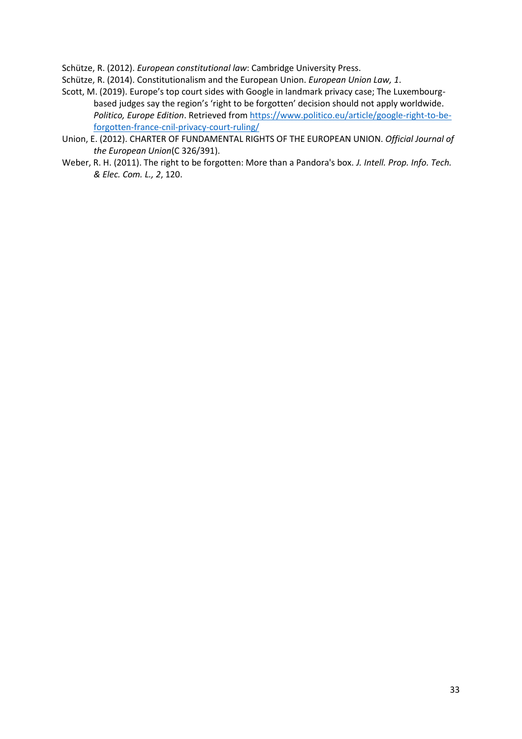Schütze, R. (2012). *European constitutional law*: Cambridge University Press.

Schütze, R. (2014). Constitutionalism and the European Union. *European Union Law, 1*.

Scott, M. (2019). Europe's top court sides with Google in landmark privacy case; The Luxembourg-based judges say the region's 'right to be forgotten' decision should not apply worldwide. *Politico, Europe Edition*. Retrieved from [https://www.politico.eu/article/google-right-to-be-forgotten-france-cnil-privacy-court-ruling/](https://www.politico.eu/article/google-right-to-be-forgotten-france-cnil-privacy-court-ruling/)

Union, E. (2012). CHARTER OF FUNDAMENTAL RIGHTS OF THE EUROPEAN UNION. *Official Journal of the European Union*(C 326/391).

Weber, R. H. (2011). The right to be forgotten: More than a Pandora's box. *J. Intell. Prop. Info. Tech. & Elec. Com. L., 2*, 120.